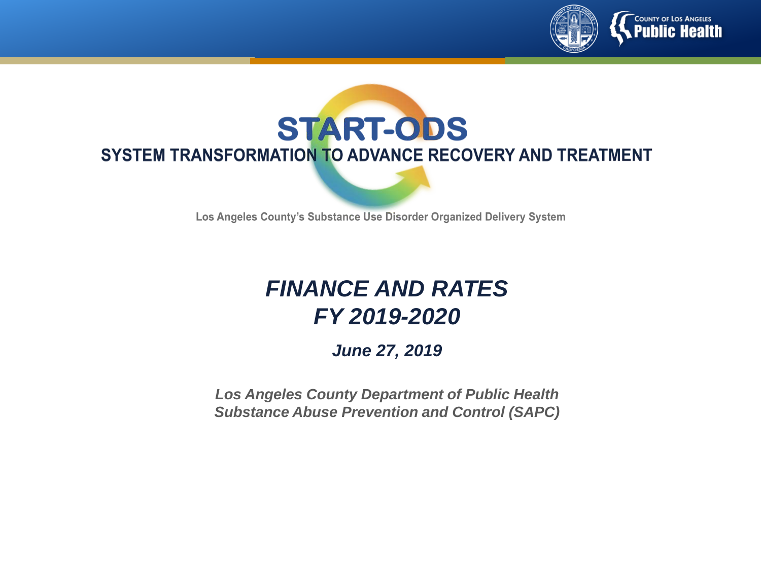COUNTY OF LOS ANGELES
Public Health

# START-ODS

## SYSTEM TRANSFORMATION TO ADVANCE RECOVERY AND TREATMENT

Los Angeles County's Substance Use Disorder Organized Delivery System

# *FINANCE AND RATES*
# *FY 2019-2020*

***June 27, 2019***

***Los Angeles County Department of Public Health***
***Substance Abuse Prevention and Control (SAPC)***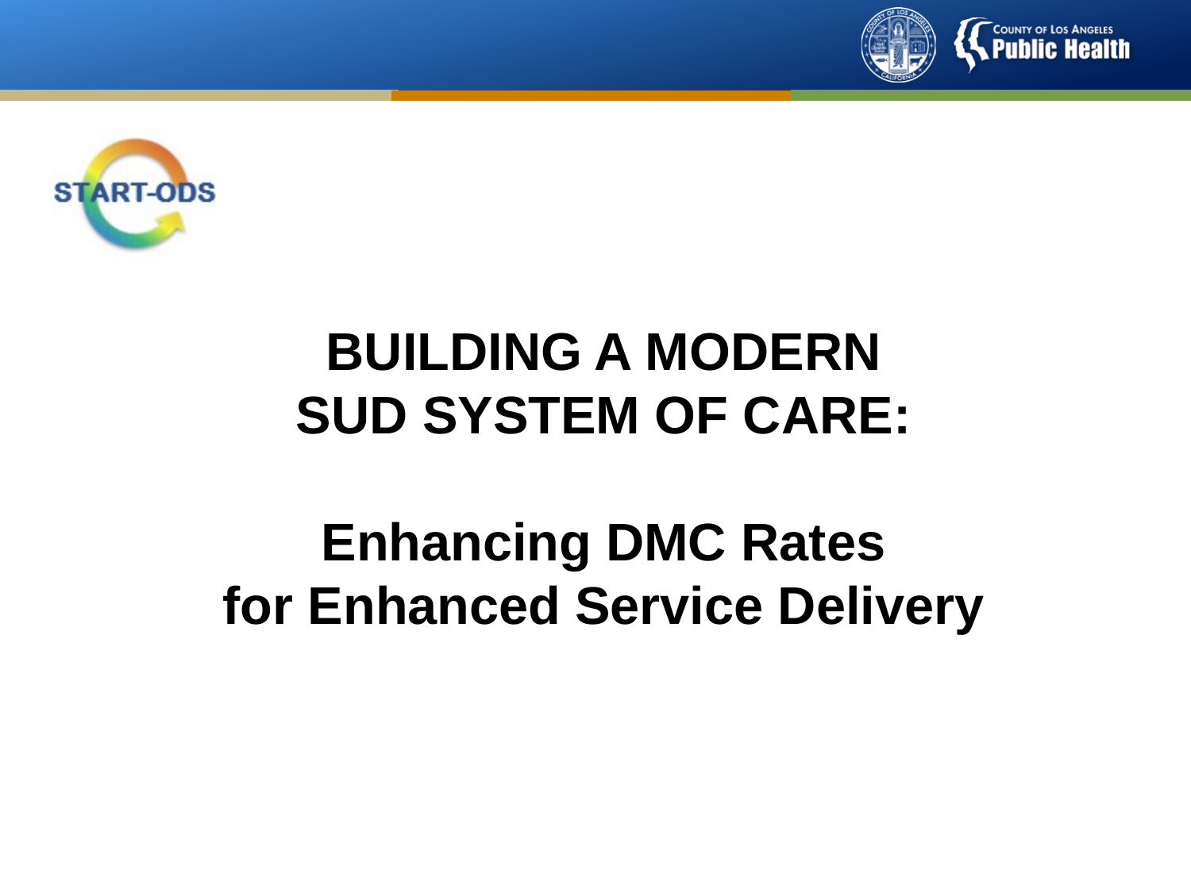START-ODS

# BUILDING A MODERN SUD SYSTEM OF CARE:

## Enhancing DMC Rates for Enhanced Service Delivery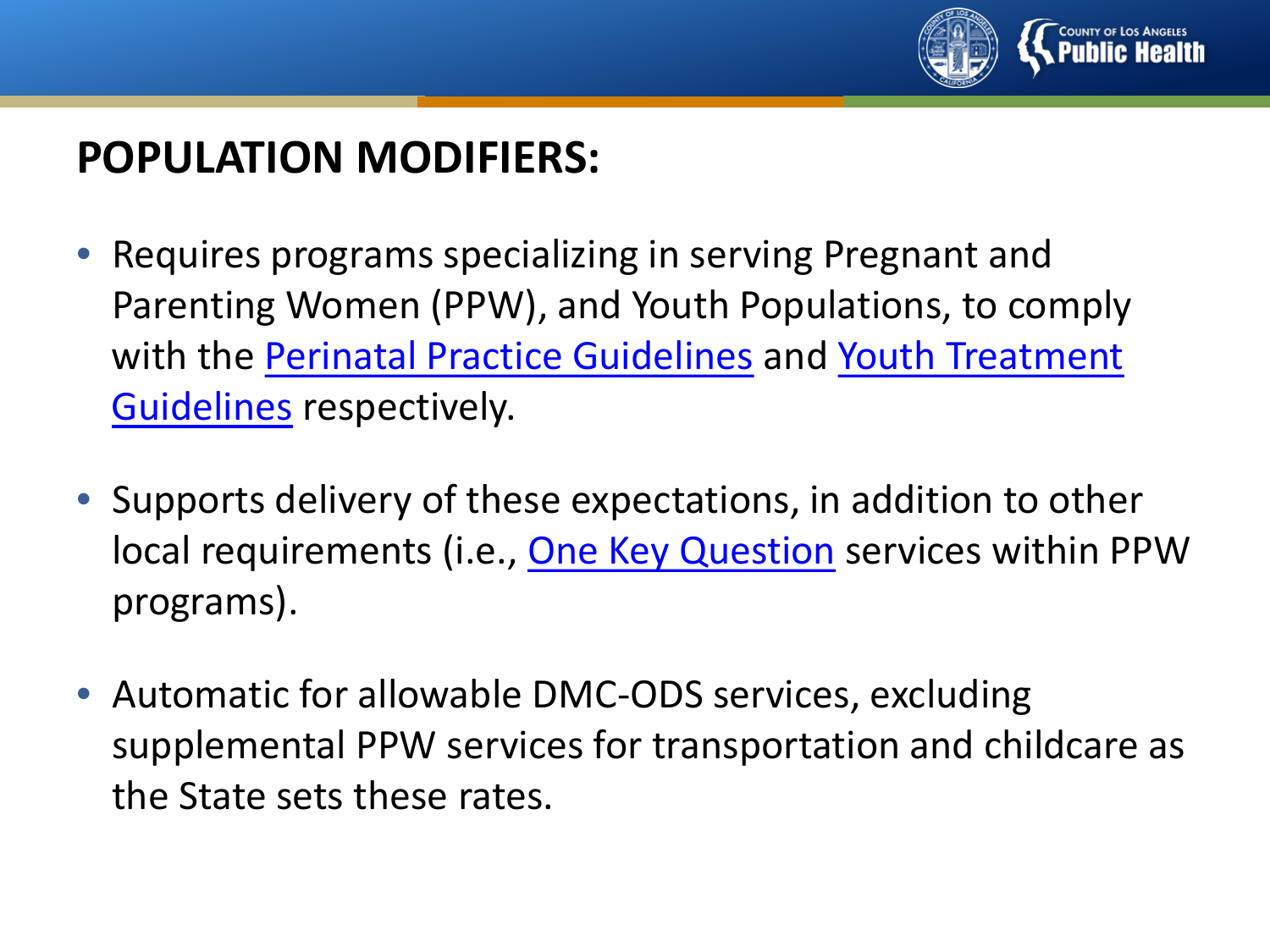# POPULATION MODIFIERS:

- Requires programs specializing in serving Pregnant and Parenting Women (PPW), and Youth Populations, to comply with the Perinatal Practice Guidelines and Youth Treatment Guidelines respectively.
- Supports delivery of these expectations, in addition to other local requirements (i.e., One Key Question services within PPW programs).
- Automatic for allowable DMC-ODS services, excluding supplemental PPW services for transportation and childcare as the State sets these rates.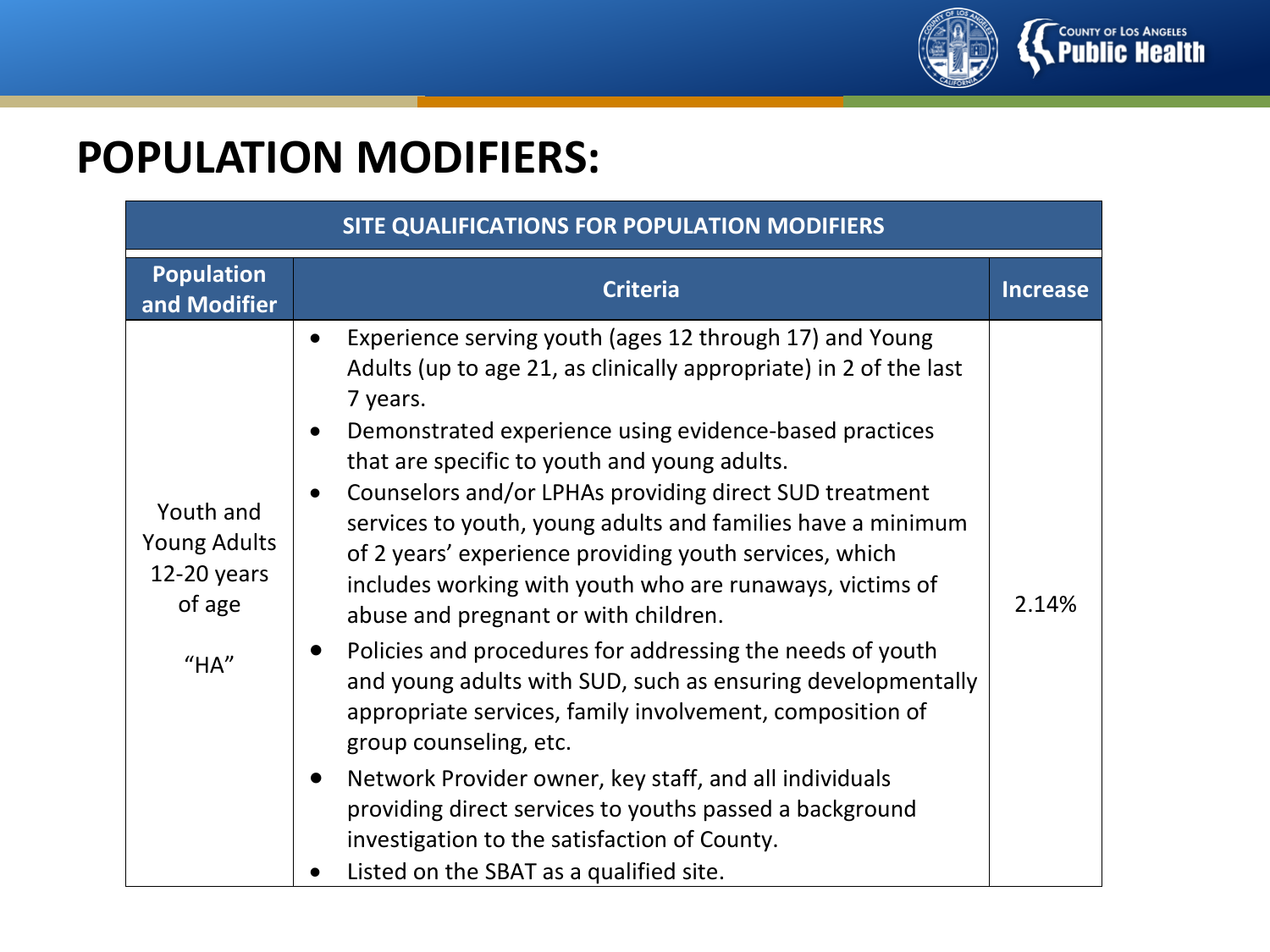# POPULATION MODIFIERS:

| SITE QUALIFICATIONS FOR POPULATION MODIFIERS | | |
|---|---|---|
| **Population and Modifier** | **Criteria** | **Increase** |
| Youth and Young Adults 12-20 years of age<br><br>“HA” | • Experience serving youth (ages 12 through 17) and Young Adults (up to age 21, as clinically appropriate) in 2 of the last 7 years.<br>• Demonstrated experience using evidence-based practices that are specific to youth and young adults.<br>• Counselors and/or LPHAs providing direct SUD treatment services to youth, young adults and families have a minimum of 2 years' experience providing youth services, which includes working with youth who are runaways, victims of abuse and pregnant or with children.<br>• Policies and procedures for addressing the needs of youth and young adults with SUD, such as ensuring developmentally appropriate services, family involvement, composition of group counseling, etc.<br>• Network Provider owner, key staff, and all individuals providing direct services to youths passed a background investigation to the satisfaction of County.<br>• Listed on the SBAT as a qualified site. | 2.14% |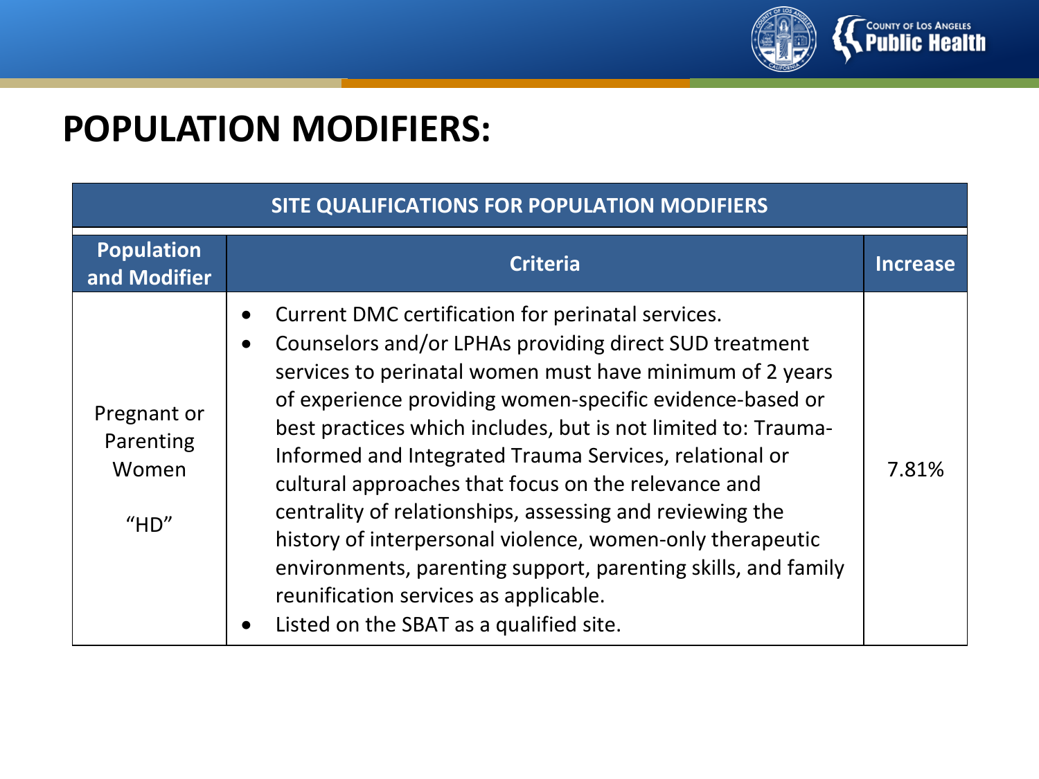# POPULATION MODIFIERS:

| SITE QUALIFICATIONS FOR POPULATION MODIFIERS | | |
|---|---|---|
| **Population and Modifier** | **Criteria** | **Increase** |
| Pregnant or Parenting Women<br><br>"HD" | • Current DMC certification for perinatal services.<br>• Counselors and/or LPHAs providing direct SUD treatment services to perinatal women must have minimum of 2 years of experience providing women-specific evidence-based or best practices which includes, but is not limited to: Trauma-Informed and Integrated Trauma Services, relational or cultural approaches that focus on the relevance and centrality of relationships, assessing and reviewing the history of interpersonal violence, women-only therapeutic environments, parenting support, parenting skills, and family reunification services as applicable.<br>• Listed on the SBAT as a qualified site. | 7.81% |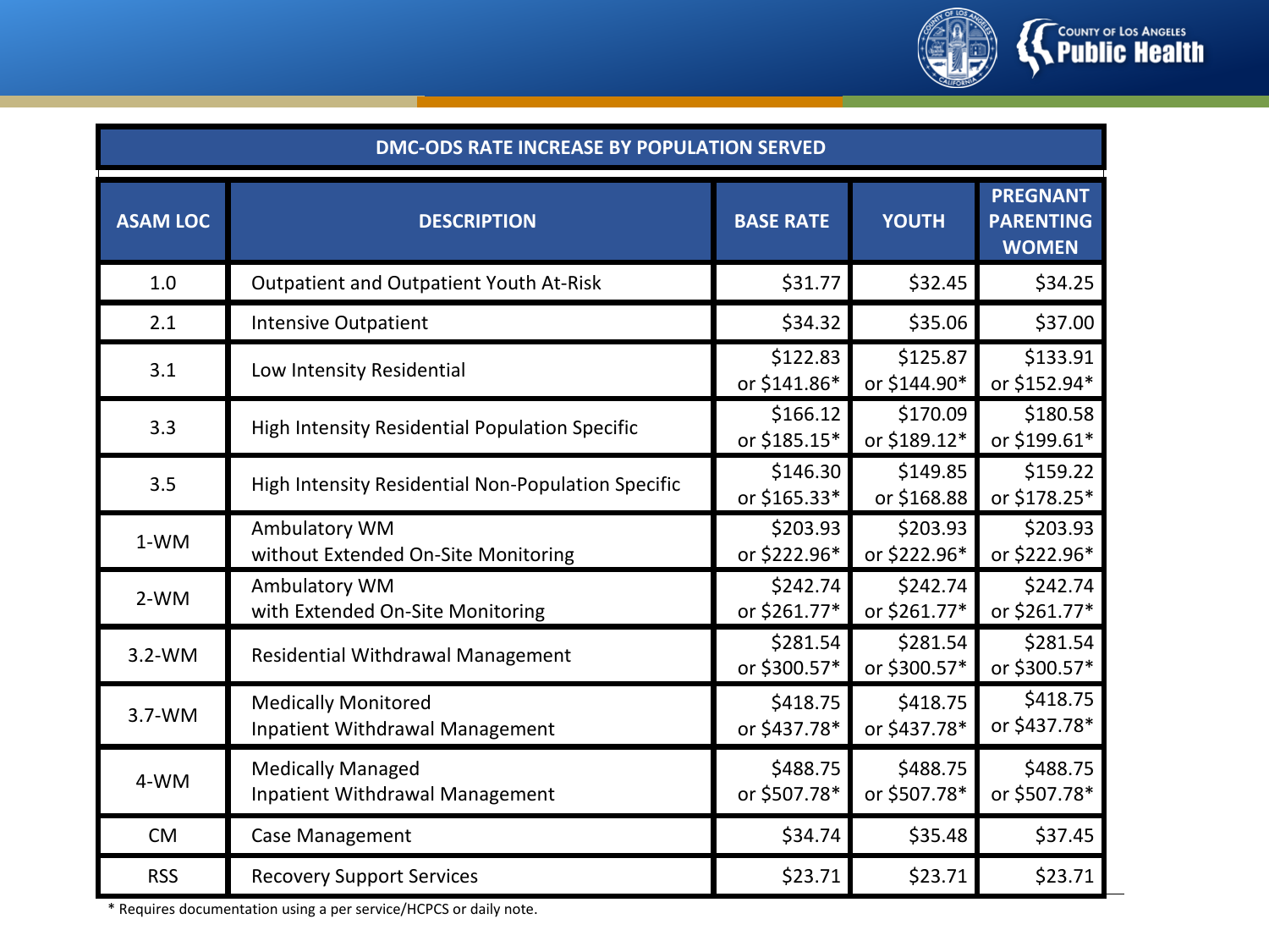| DMC-ODS RATE INCREASE BY POPULATION SERVED | | | | |
|---|---|---|---|---|
| **ASAM LOC** | **DESCRIPTION** | **BASE RATE** | **YOUTH** | **PREGNANT PARENTING WOMEN** |
| 1.0 | Outpatient and Outpatient Youth At-Risk | $31.77 | $32.45 | $34.25 |
| 2.1 | Intensive Outpatient | $34.32 | $35.06 | $37.00 |
| 3.1 | Low Intensity Residential | $122.83 or $141.86* | $125.87 or $144.90* | $133.91 or $152.94* |
| 3.3 | High Intensity Residential Population Specific | $166.12 or $185.15* | $170.09 or $189.12* | $180.58 or $199.61* |
| 3.5 | High Intensity Residential Non-Population Specific | $146.30 or $165.33* | $149.85 or $168.88 | $159.22 or $178.25* |
| 1-WM | Ambulatory WM without Extended On-Site Monitoring | $203.93 or $222.96* | $203.93 or $222.96* | $203.93 or $222.96* |
| 2-WM | Ambulatory WM with Extended On-Site Monitoring | $242.74 or $261.77* | $242.74 or $261.77* | $242.74 or $261.77* |
| 3.2-WM | Residential Withdrawal Management | $281.54 or $300.57* | $281.54 or $300.57* | $281.54 or $300.57* |
| 3.7-WM | Medically Monitored Inpatient Withdrawal Management | $418.75 or $437.78* | $418.75 or $437.78* | $418.75 or $437.78* |
| 4-WM | Medically Managed Inpatient Withdrawal Management | $488.75 or $507.78* | $488.75 or $507.78* | $488.75 or $507.78* |
| CM | Case Management | $34.74 | $35.48 | $37.45 |
| RSS | Recovery Support Services | $23.71 | $23.71 | $23.71 |

* Requires documentation using a per service/HCPCS or daily note.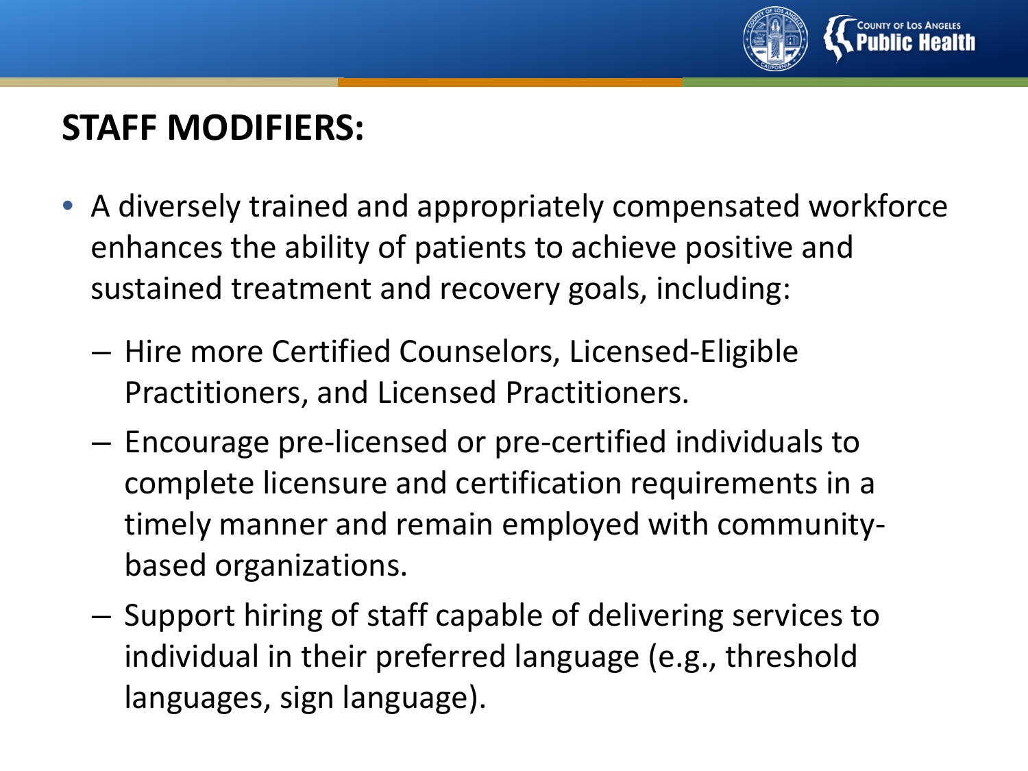## STAFF MODIFIERS:

- A diversely trained and appropriately compensated workforce enhances the ability of patients to achieve positive and sustained treatment and recovery goals, including:
  - Hire more Certified Counselors, Licensed-Eligible Practitioners, and Licensed Practitioners.
  - Encourage pre-licensed or pre-certified individuals to complete licensure and certification requirements in a timely manner and remain employed with community-based organizations.
  - Support hiring of staff capable of delivering services to individual in their preferred language (e.g., threshold languages, sign language).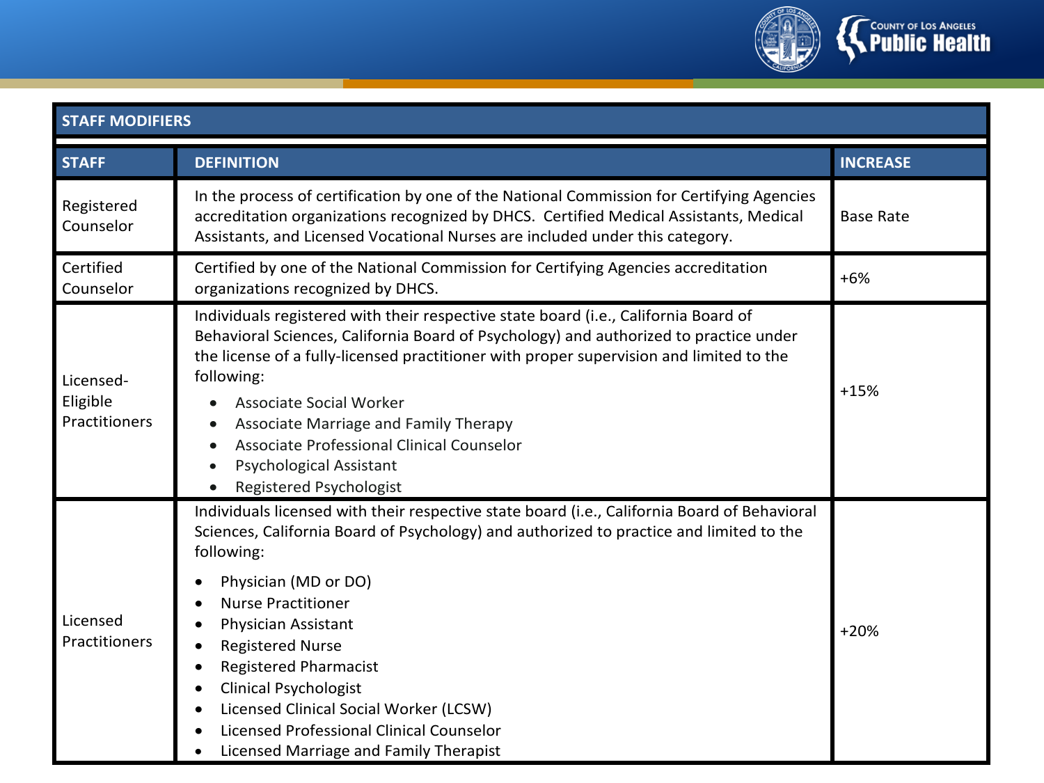| STAFF MODIFIERS | | |
|---|---|---|
| **STAFF** | **DEFINITION** | **INCREASE** |
| Registered Counselor | In the process of certification by one of the National Commission for Certifying Agencies accreditation organizations recognized by DHCS. Certified Medical Assistants, Medical Assistants, and Licensed Vocational Nurses are included under this category. | Base Rate |
| Certified Counselor | Certified by one of the National Commission for Certifying Agencies accreditation organizations recognized by DHCS. | +6% |
| Licensed-Eligible Practitioners | Individuals registered with their respective state board (i.e., California Board of Behavioral Sciences, California Board of Psychology) and authorized to practice under the license of a fully-licensed practitioner with proper supervision and limited to the following:<br>• Associate Social Worker<br>• Associate Marriage and Family Therapy<br>• Associate Professional Clinical Counselor<br>• Psychological Assistant<br>• Registered Psychologist | +15% |
| Licensed Practitioners | Individuals licensed with their respective state board (i.e., California Board of Behavioral Sciences, California Board of Psychology) and authorized to practice and limited to the following:<br>• Physician (MD or DO)<br>• Nurse Practitioner<br>• Physician Assistant<br>• Registered Nurse<br>• Registered Pharmacist<br>• Clinical Psychologist<br>• Licensed Clinical Social Worker (LCSW)<br>• Licensed Professional Clinical Counselor<br>• Licensed Marriage and Family Therapist | +20% |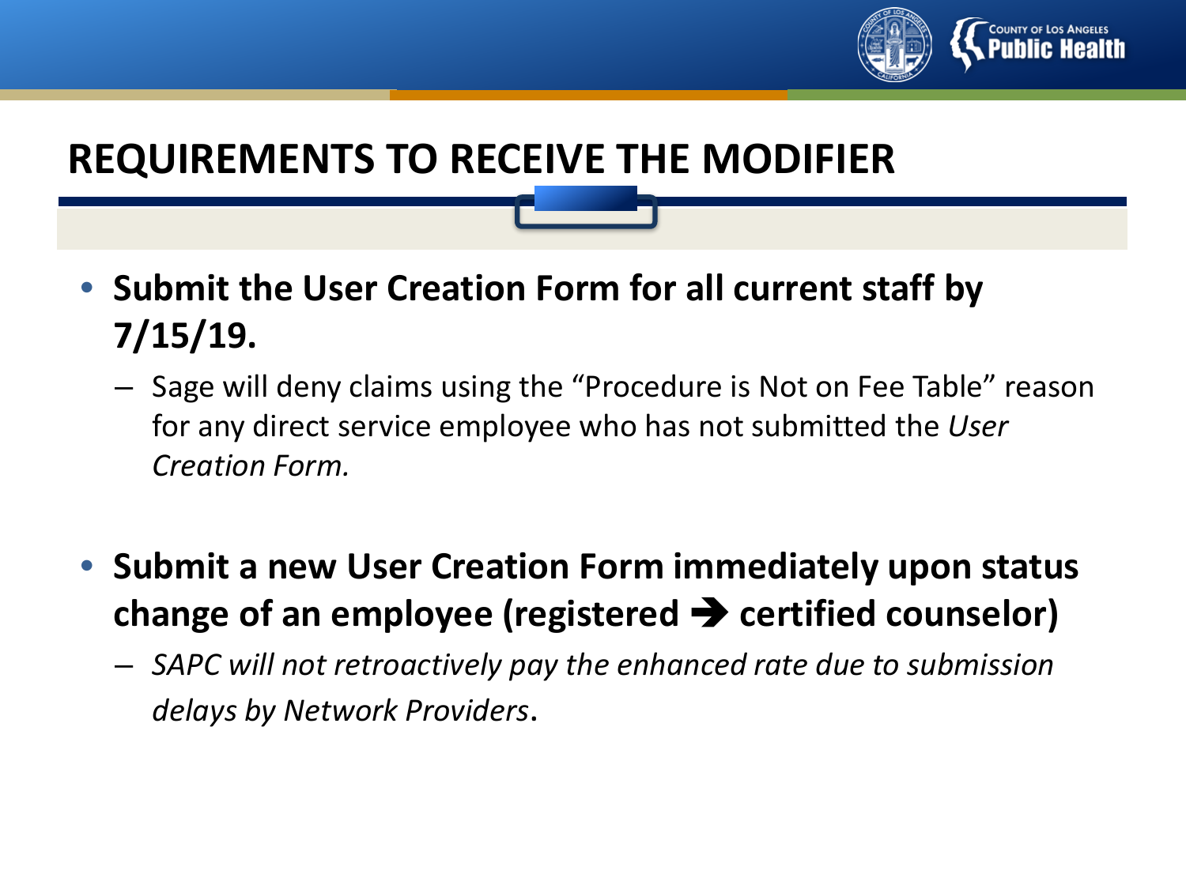# REQUIREMENTS TO RECEIVE THE MODIFIER

- **Submit the User Creation Form for all current staff by 7/15/19.**
  - Sage will deny claims using the "Procedure is Not on Fee Table" reason for any direct service employee who has not submitted the *User Creation Form.*

- **Submit a new User Creation Form immediately upon status change of an employee (registered ➔ certified counselor)**
  - *SAPC will not retroactively pay the enhanced rate due to submission delays by Network Providers*.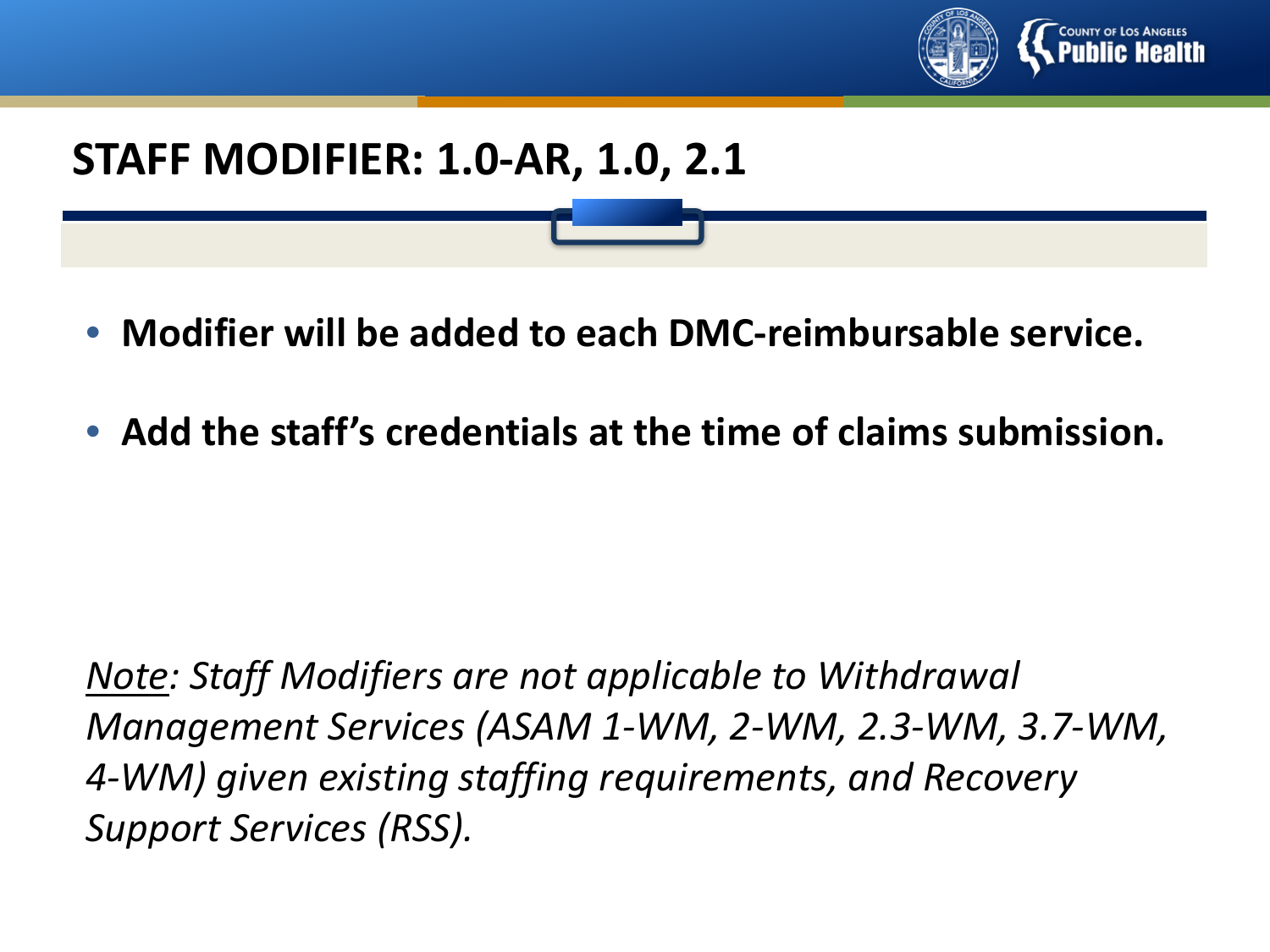# STAFF MODIFIER: 1.0-AR, 1.0, 2.1

- **Modifier will be added to each DMC-reimbursable service.**
- **Add the staff's credentials at the time of claims submission.**

*<u>Note</u>: Staff Modifiers are not applicable to Withdrawal Management Services (ASAM 1-WM, 2-WM, 2.3-WM, 3.7-WM, 4-WM) given existing staffing requirements, and Recovery Support Services (RSS).*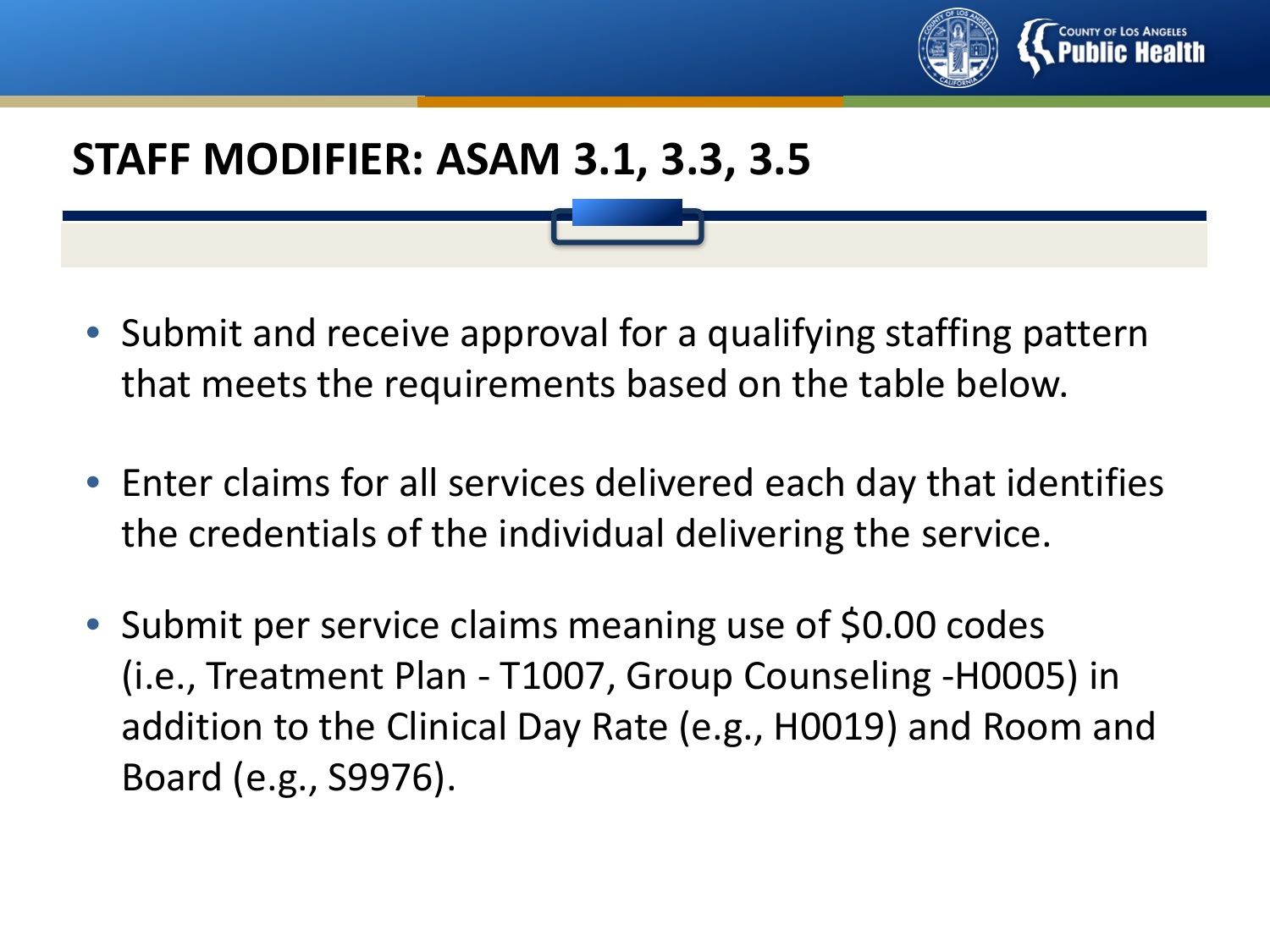## STAFF MODIFIER: ASAM 3.1, 3.3, 3.5

- Submit and receive approval for a qualifying staffing pattern that meets the requirements based on the table below.
- Enter claims for all services delivered each day that identifies the credentials of the individual delivering the service.
- Submit per service claims meaning use of $0.00 codes (i.e., Treatment Plan - T1007, Group Counseling -H0005) in addition to the Clinical Day Rate (e.g., H0019) and Room and Board (e.g., S9976).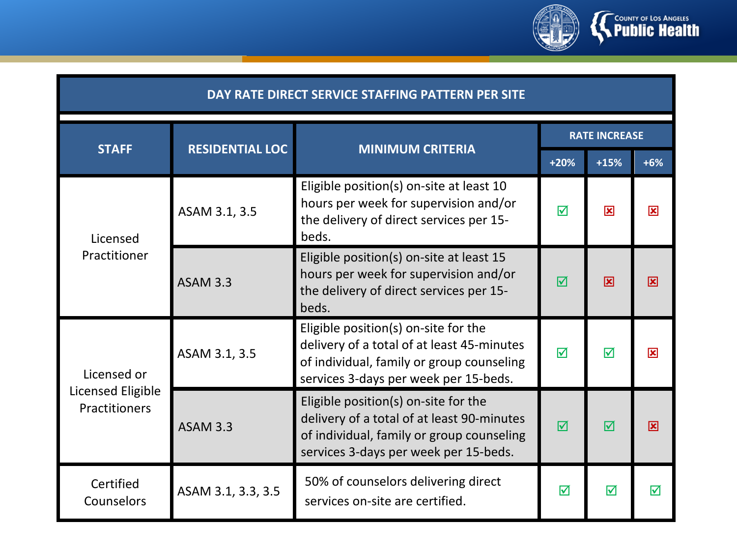| DAY RATE DIRECT SERVICE STAFFING PATTERN PER SITE | | | | | |
|---|---|---|---|---|---|
| **STAFF** | **RESIDENTIAL LOC** | **MINIMUM CRITERIA** | **RATE INCREASE** | | |
| | | | **+20%** | **+15%** | **+6%** |
| Licensed Practitioner | ASAM 3.1, 3.5 | Eligible position(s) on-site at least 10 hours per week for supervision and/or the delivery of direct services per 15-beds. | ☑ | ☒ | ☒ |
| | ASAM 3.3 | Eligible position(s) on-site at least 15 hours per week for supervision and/or the delivery of direct services per 15-beds. | ☑ | ☒ | ☒ |
| Licensed or Licensed Eligible Practitioners | ASAM 3.1, 3.5 | Eligible position(s) on-site for the delivery of a total of at least 45-minutes of individual, family or group counseling services 3-days per week per 15-beds. | ☑ | ☑ | ☒ |
| | ASAM 3.3 | Eligible position(s) on-site for the delivery of a total of at least 90-minutes of individual, family or group counseling services 3-days per week per 15-beds. | ☑ | ☑ | ☒ |
| Certified Counselors | ASAM 3.1, 3.3, 3.5 | 50% of counselors delivering direct services on-site are certified. | ☑ | ☑ | ☑ |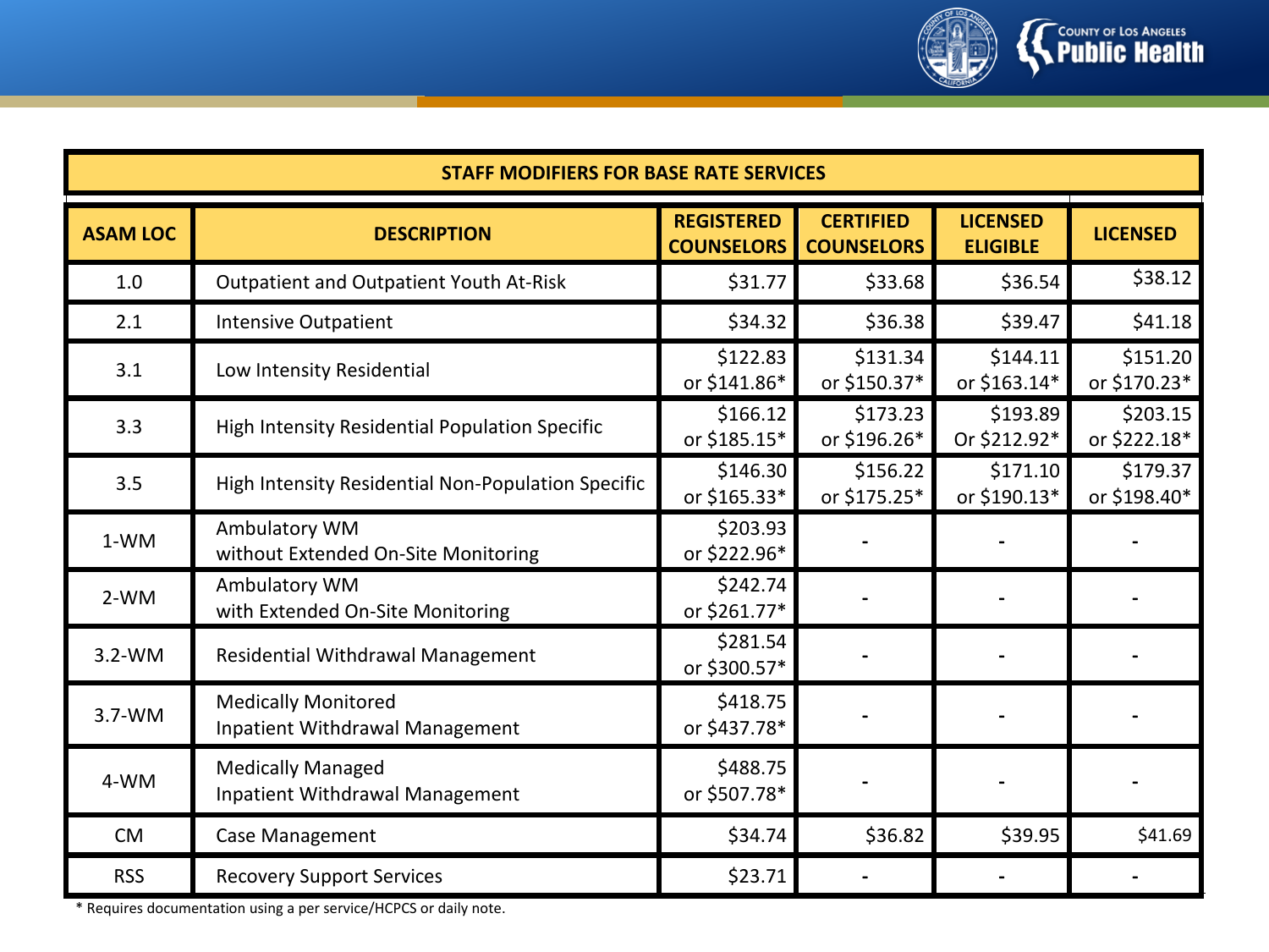| STAFF MODIFIERS FOR BASE RATE SERVICES | | | | | |
|---|---|---|---|---|---|
| **ASAM LOC** | **DESCRIPTION** | **REGISTERED COUNSELORS** | **CERTIFIED COUNSELORS** | **LICENSED ELIGIBLE** | **LICENSED** |
| 1.0 | Outpatient and Outpatient Youth At-Risk | $31.77 | $33.68 | $36.54 | $38.12 |
| 2.1 | Intensive Outpatient | $34.32 | $36.38 | $39.47 | $41.18 |
| 3.1 | Low Intensity Residential | $122.83 or $141.86* | $131.34 or $150.37* | $144.11 or $163.14* | $151.20 or $170.23* |
| 3.3 | High Intensity Residential Population Specific | $166.12 or $185.15* | $173.23 or $196.26* | $193.89 Or $212.92* | $203.15 or $222.18* |
| 3.5 | High Intensity Residential Non-Population Specific | $146.30 or $165.33* | $156.22 or $175.25* | $171.10 or $190.13* | $179.37 or $198.40* |
| 1-WM | Ambulatory WM without Extended On-Site Monitoring | $203.93 or $222.96* | - | - | - |
| 2-WM | Ambulatory WM with Extended On-Site Monitoring | $242.74 or $261.77* | - | - | - |
| 3.2-WM | Residential Withdrawal Management | $281.54 or $300.57* | - | - | - |
| 3.7-WM | Medically Monitored Inpatient Withdrawal Management | $418.75 or $437.78* | - | - | - |
| 4-WM | Medically Managed Inpatient Withdrawal Management | $488.75 or $507.78* | - | - | - |
| CM | Case Management | $34.74 | $36.82 | $39.95 | $41.69 |
| RSS | Recovery Support Services | $23.71 | - | - | - |

* Requires documentation using a per service/HCPCS or daily note.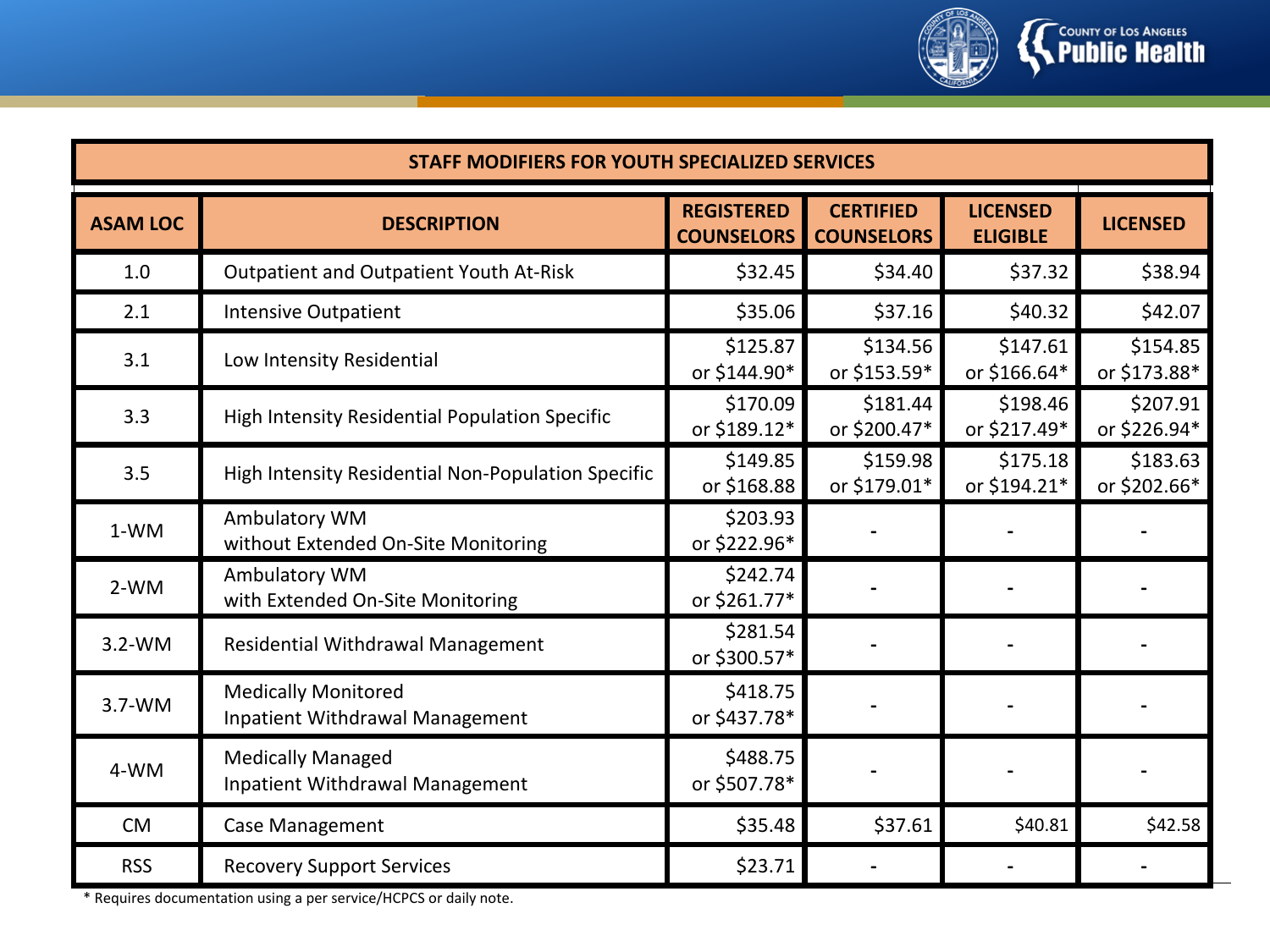| STAFF MODIFIERS FOR YOUTH SPECIALIZED SERVICES | | | | | |
|---|---|---|---|---|---|
| **ASAM LOC** | **DESCRIPTION** | **REGISTERED COUNSELORS** | **CERTIFIED COUNSELORS** | **LICENSED ELIGIBLE** | **LICENSED** |
| 1.0 | Outpatient and Outpatient Youth At-Risk | $32.45 | $34.40 | $37.32 | $38.94 |
| 2.1 | Intensive Outpatient | $35.06 | $37.16 | $40.32 | $42.07 |
| 3.1 | Low Intensity Residential | $125.87 or $144.90* | $134.56 or $153.59* | $147.61 or $166.64* | $154.85 or $173.88* |
| 3.3 | High Intensity Residential Population Specific | $170.09 or $189.12* | $181.44 or $200.47* | $198.46 or $217.49* | $207.91 or $226.94* |
| 3.5 | High Intensity Residential Non-Population Specific | $149.85 or $168.88 | $159.98 or $179.01* | $175.18 or $194.21* | $183.63 or $202.66* |
| 1-WM | Ambulatory WM without Extended On-Site Monitoring | $203.93 or $222.96* | - | - | - |
| 2-WM | Ambulatory WM with Extended On-Site Monitoring | $242.74 or $261.77* | - | - | - |
| 3.2-WM | Residential Withdrawal Management | $281.54 or $300.57* | - | - | - |
| 3.7-WM | Medically Monitored Inpatient Withdrawal Management | $418.75 or $437.78* | - | - | - |
| 4-WM | Medically Managed Inpatient Withdrawal Management | $488.75 or $507.78* | - | - | - |
| CM | Case Management | $35.48 | $37.61 | $40.81 | $42.58 |
| RSS | Recovery Support Services | $23.71 | - | - | - |

* Requires documentation using a per service/HCPCS or daily note.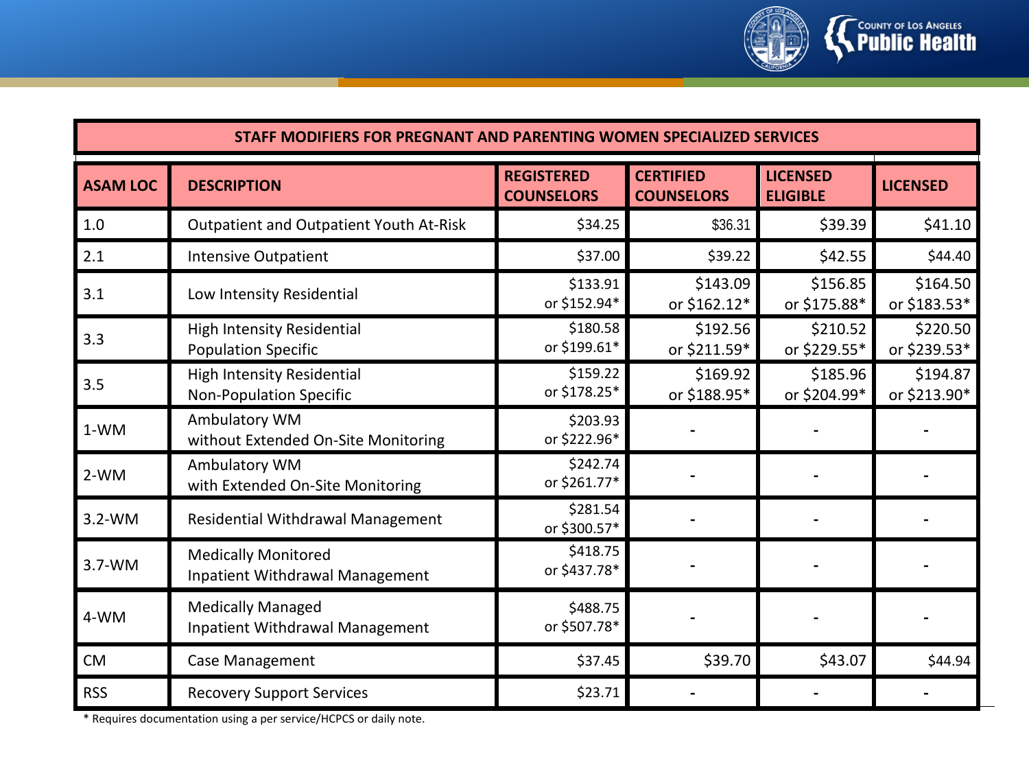| STAFF MODIFIERS FOR PREGNANT AND PARENTING WOMEN SPECIALIZED SERVICES | | | | | |
|---|---|---|---|---|---|
| **ASAM LOC** | **DESCRIPTION** | **REGISTERED COUNSELORS** | **CERTIFIED COUNSELORS** | **LICENSED ELIGIBLE** | **LICENSED** |
| 1.0 | Outpatient and Outpatient Youth At-Risk | $34.25 | $36.31 | $39.39 | $41.10 |
| 2.1 | Intensive Outpatient | $37.00 | $39.22 | $42.55 | $44.40 |
| 3.1 | Low Intensity Residential | $133.91 or $152.94* | $143.09 or $162.12* | $156.85 or $175.88* | $164.50 or $183.53* |
| 3.3 | High Intensity Residential Population Specific | $180.58 or $199.61* | $192.56 or $211.59* | $210.52 or $229.55* | $220.50 or $239.53* |
| 3.5 | High Intensity Residential Non-Population Specific | $159.22 or $178.25* | $169.92 or $188.95* | $185.96 or $204.99* | $194.87 or $213.90* |
| 1-WM | Ambulatory WM without Extended On-Site Monitoring | $203.93 or $222.96* | - | - | - |
| 2-WM | Ambulatory WM with Extended On-Site Monitoring | $242.74 or $261.77* | - | - | - |
| 3.2-WM | Residential Withdrawal Management | $281.54 or $300.57* | - | - | - |
| 3.7-WM | Medically Monitored Inpatient Withdrawal Management | $418.75 or $437.78* | - | - | - |
| 4-WM | Medically Managed Inpatient Withdrawal Management | $488.75 or $507.78* | - | - | - |
| CM | Case Management | $37.45 | $39.70 | $43.07 | $44.94 |
| RSS | Recovery Support Services | $23.71 | - | - | - |

* Requires documentation using a per service/HCPCS or daily note.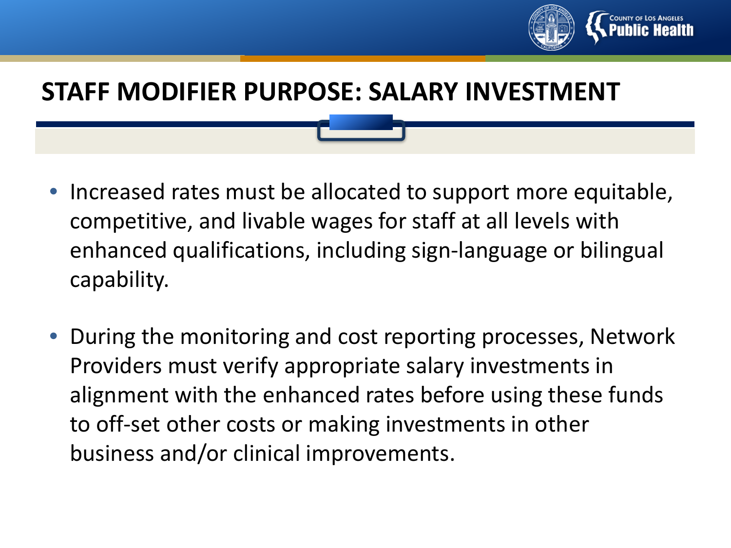# STAFF MODIFIER PURPOSE: SALARY INVESTMENT

- Increased rates must be allocated to support more equitable, competitive, and livable wages for staff at all levels with enhanced qualifications, including sign-language or bilingual capability.
- During the monitoring and cost reporting processes, Network Providers must verify appropriate salary investments in alignment with the enhanced rates before using these funds to off-set other costs or making investments in other business and/or clinical improvements.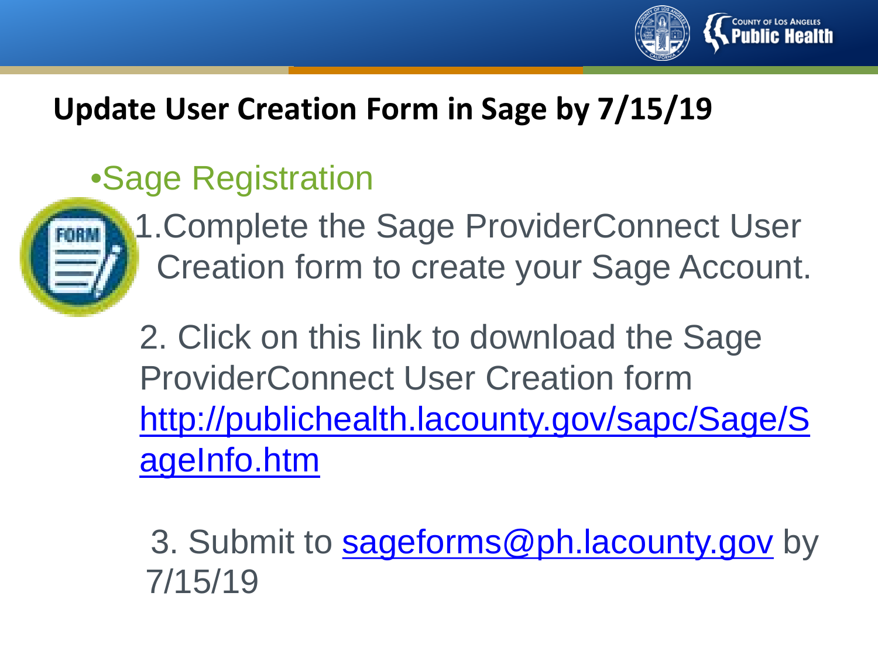## Update User Creation Form in Sage by 7/15/19

- Sage Registration

1. Complete the Sage ProviderConnect User Creation form to create your Sage Account.

2. Click on this link to download the Sage ProviderConnect User Creation form http://publichealth.lacounty.gov/sapc/Sage/SageInfo.htm

3. Submit to sageforms@ph.lacounty.gov by 7/15/19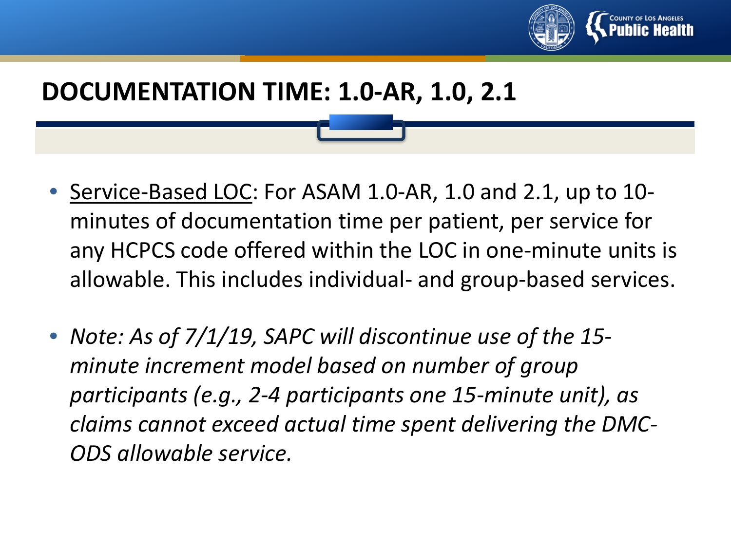# DOCUMENTATION TIME: 1.0-AR, 1.0, 2.1

- <u>Service-Based LOC</u>: For ASAM 1.0-AR, 1.0 and 2.1, up to 10-minutes of documentation time per patient, per service for any HCPCS code offered within the LOC in one-minute units is allowable. This includes individual- and group-based services.

- *Note: As of 7/1/19, SAPC will discontinue use of the 15-minute increment model based on number of group participants (e.g., 2-4 participants one 15-minute unit), as claims cannot exceed actual time spent delivering the DMC-ODS allowable service.*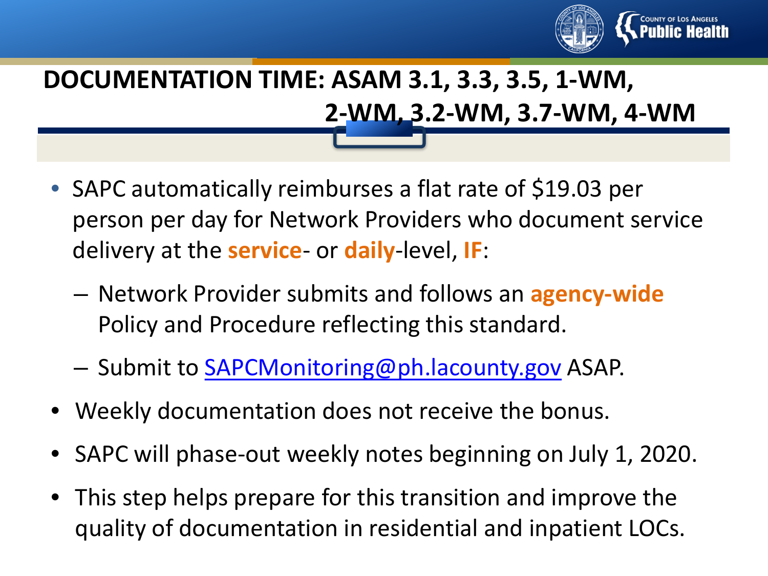# DOCUMENTATION TIME: ASAM 3.1, 3.3, 3.5, 1-WM, 2-WM, 3.2-WM, 3.7-WM, 4-WM

- SAPC automatically reimburses a flat rate of $19.03 per person per day for Network Providers who document service delivery at the **service**- or **daily**-level, **IF**:
  - Network Provider submits and follows an **agency-wide** Policy and Procedure reflecting this standard.
  - Submit to SAPCMonitoring@ph.lacounty.gov ASAP.
- Weekly documentation does not receive the bonus.
- SAPC will phase-out weekly notes beginning on July 1, 2020.
- This step helps prepare for this transition and improve the quality of documentation in residential and inpatient LOCs.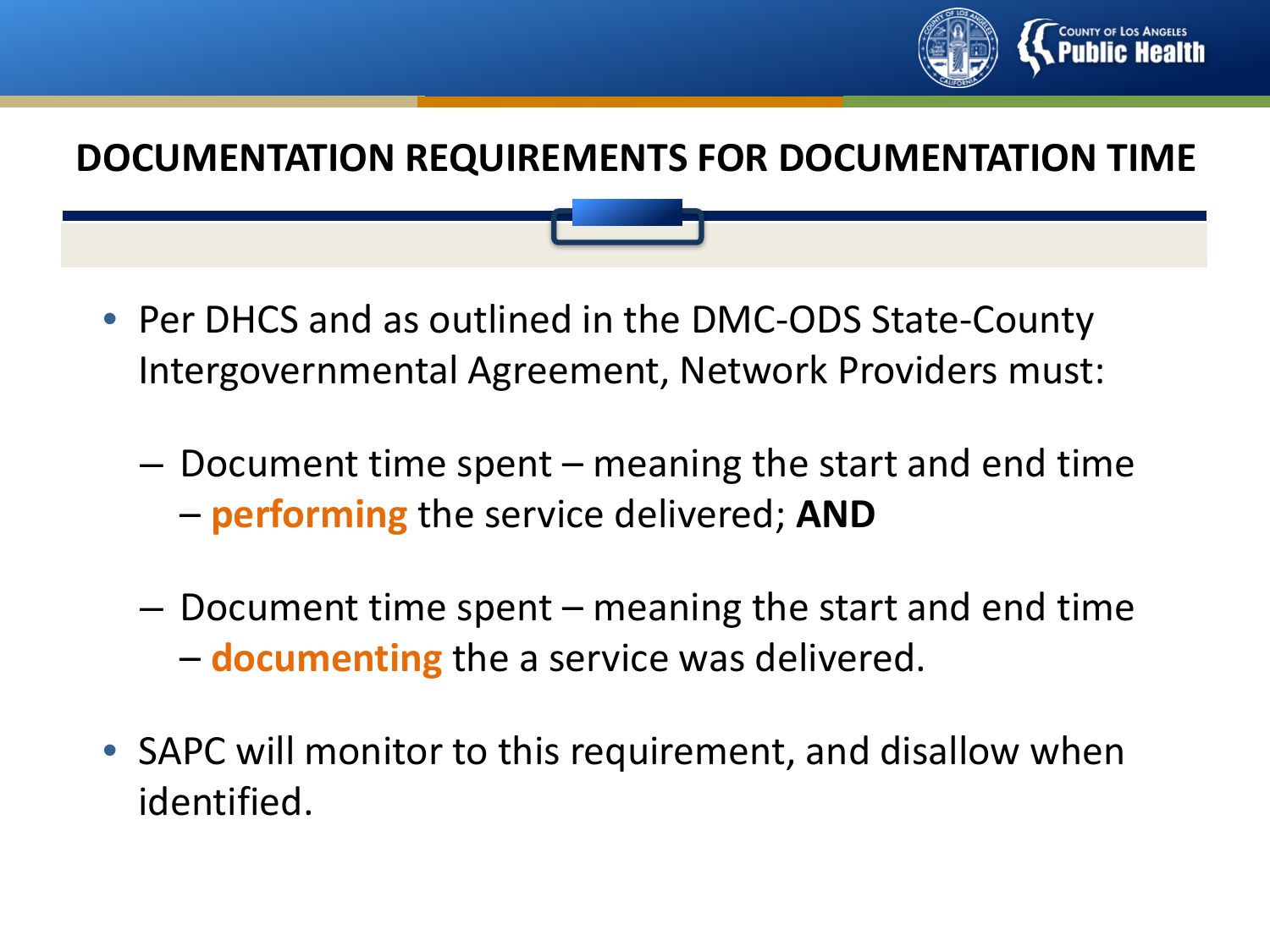## DOCUMENTATION REQUIREMENTS FOR DOCUMENTATION TIME

- Per DHCS and as outlined in the DMC-ODS State-County Intergovernmental Agreement, Network Providers must:
  - Document time spent – meaning the start and end time – **performing** the service delivered; **AND**
  - Document time spent – meaning the start and end time – **documenting** the a service was delivered.
- SAPC will monitor to this requirement, and disallow when identified.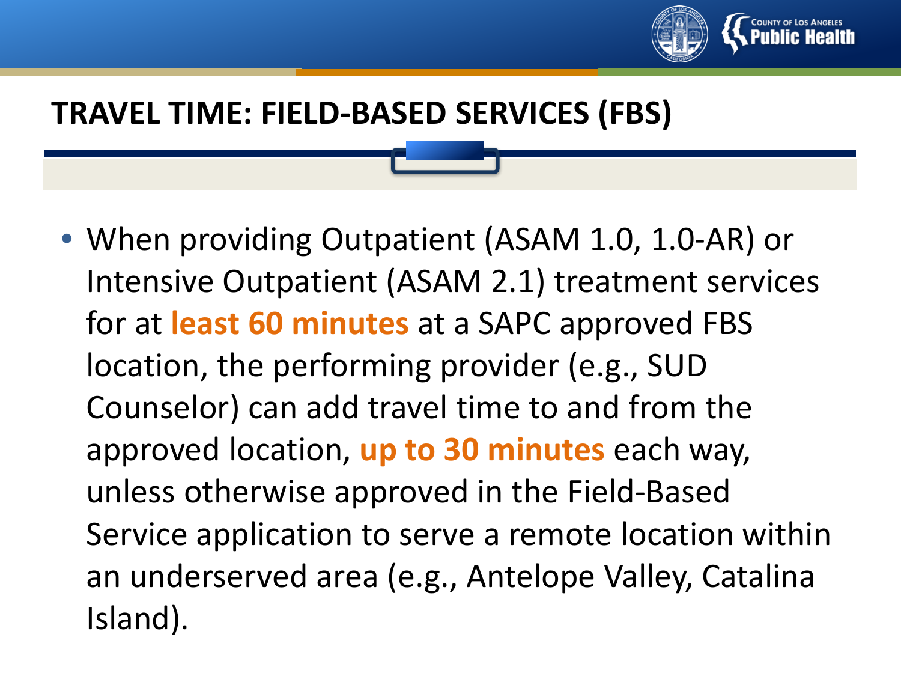# TRAVEL TIME: FIELD-BASED SERVICES (FBS)

- When providing Outpatient (ASAM 1.0, 1.0-AR) or Intensive Outpatient (ASAM 2.1) treatment services for at **least 60 minutes** at a SAPC approved FBS location, the performing provider (e.g., SUD Counselor) can add travel time to and from the approved location, **up to 30 minutes** each way, unless otherwise approved in the Field-Based Service application to serve a remote location within an underserved area (e.g., Antelope Valley, Catalina Island).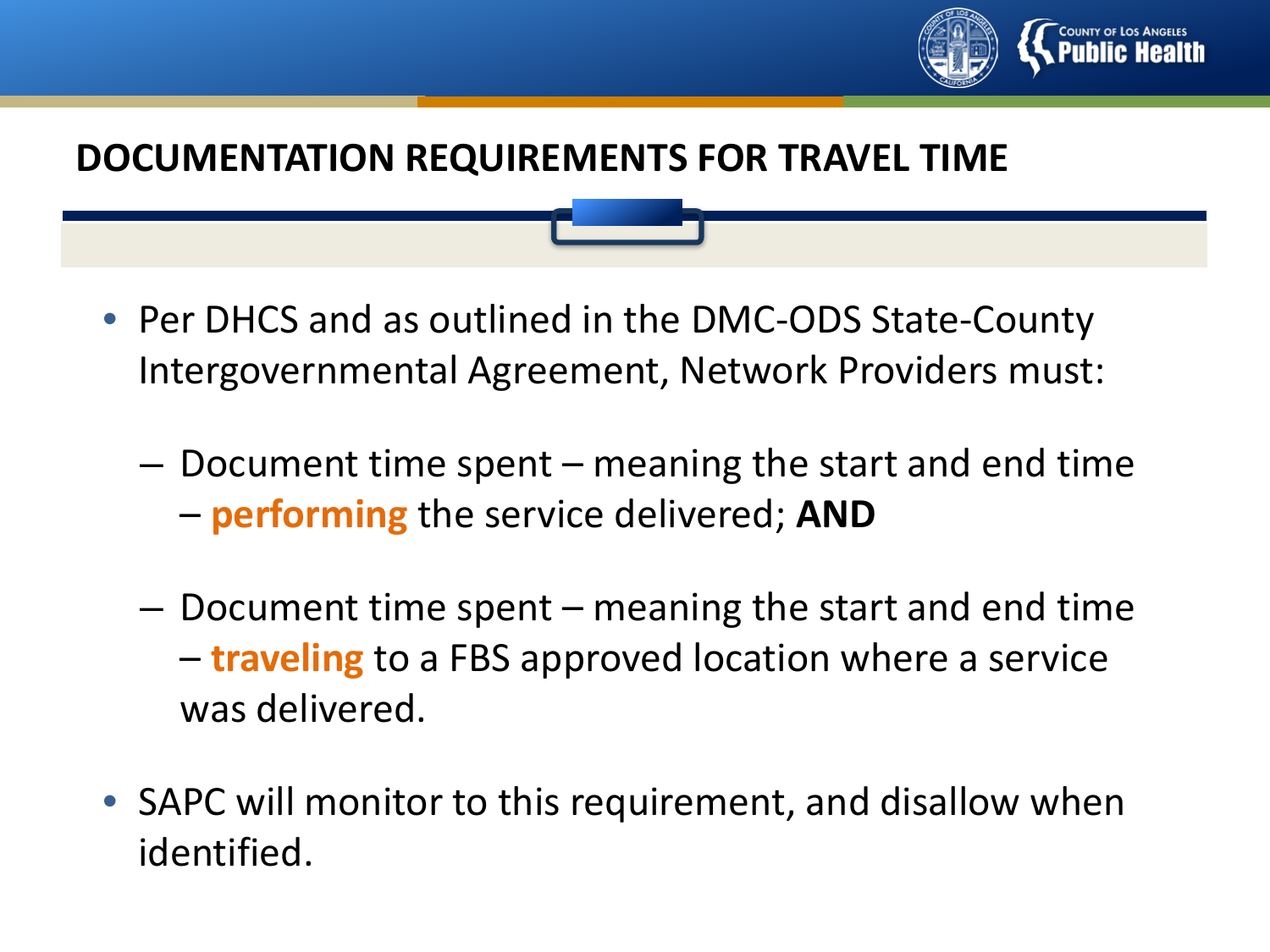# DOCUMENTATION REQUIREMENTS FOR TRAVEL TIME

- Per DHCS and as outlined in the DMC-ODS State-County Intergovernmental Agreement, Network Providers must:
  - Document time spent – meaning the start and end time – **performing** the service delivered; **AND**
  - Document time spent – meaning the start and end time – **traveling** to a FBS approved location where a service was delivered.
- SAPC will monitor to this requirement, and disallow when identified.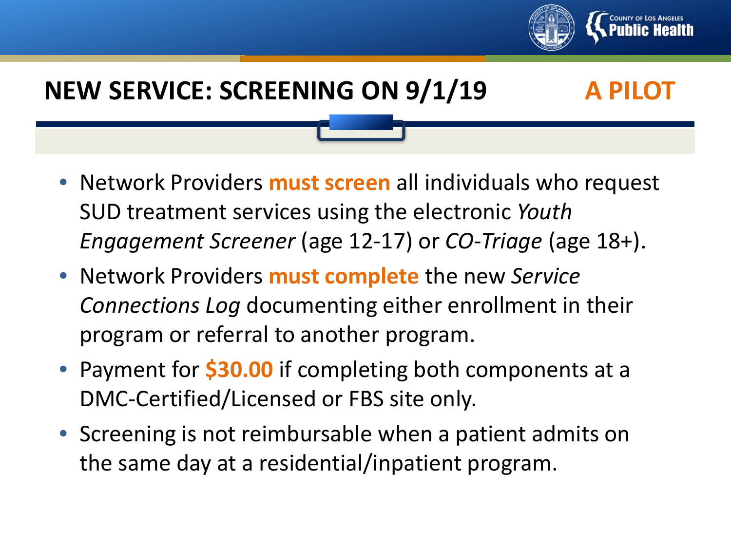## NEW SERVICE: SCREENING ON 9/1/19 **A PILOT**

- Network Providers **must screen** all individuals who request SUD treatment services using the electronic *Youth Engagement Screener* (age 12-17) or *CO-Triage* (age 18+).
- Network Providers **must complete** the new *Service Connections Log* documenting either enrollment in their program or referral to another program.
- Payment for **$30.00** if completing both components at a DMC-Certified/Licensed or FBS site only.
- Screening is not reimbursable when a patient admits on the same day at a residential/inpatient program.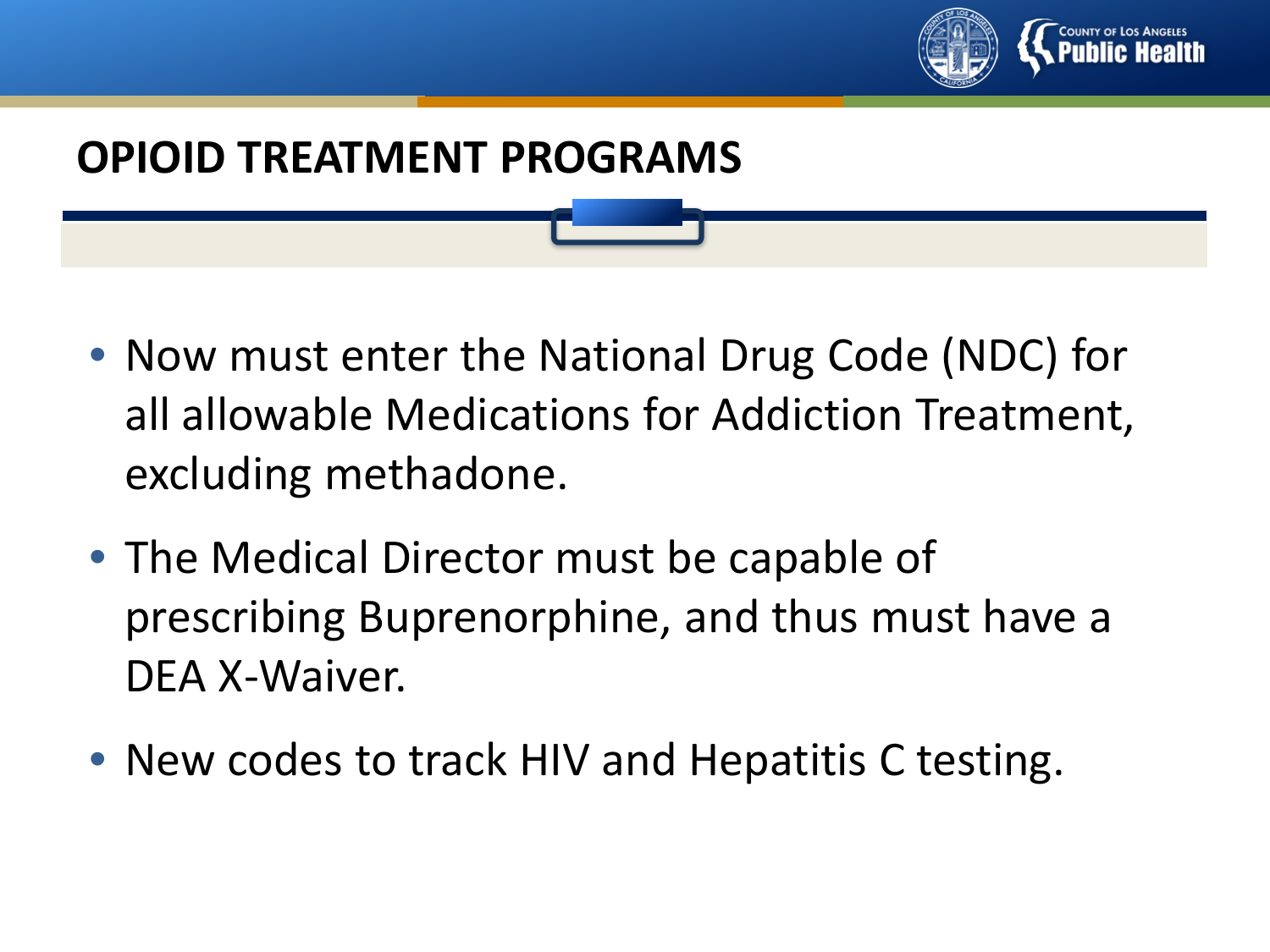# OPIOID TREATMENT PROGRAMS

- Now must enter the National Drug Code (NDC) for all allowable Medications for Addiction Treatment, excluding methadone.
- The Medical Director must be capable of prescribing Buprenorphine, and thus must have a DEA X-Waiver.
- New codes to track HIV and Hepatitis C testing.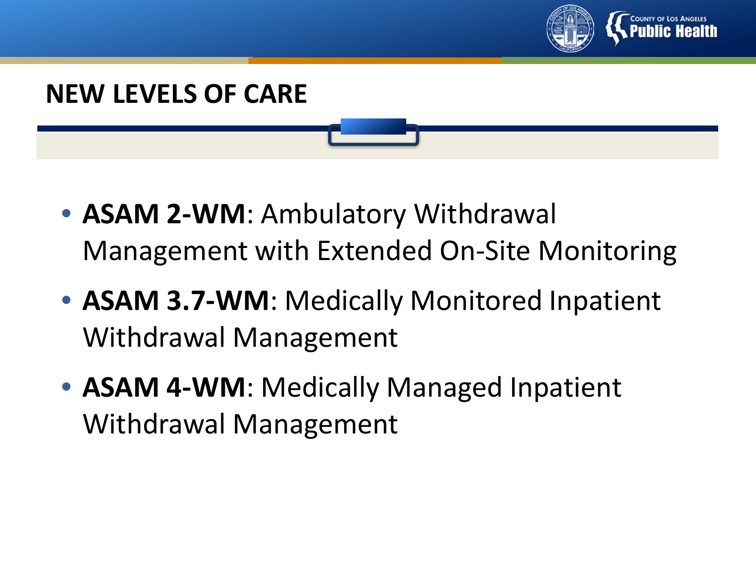# NEW LEVELS OF CARE

- **ASAM 2-WM**: Ambulatory Withdrawal Management with Extended On-Site Monitoring
- **ASAM 3.7-WM**: Medically Monitored Inpatient Withdrawal Management
- **ASAM 4-WM**: Medically Managed Inpatient Withdrawal Management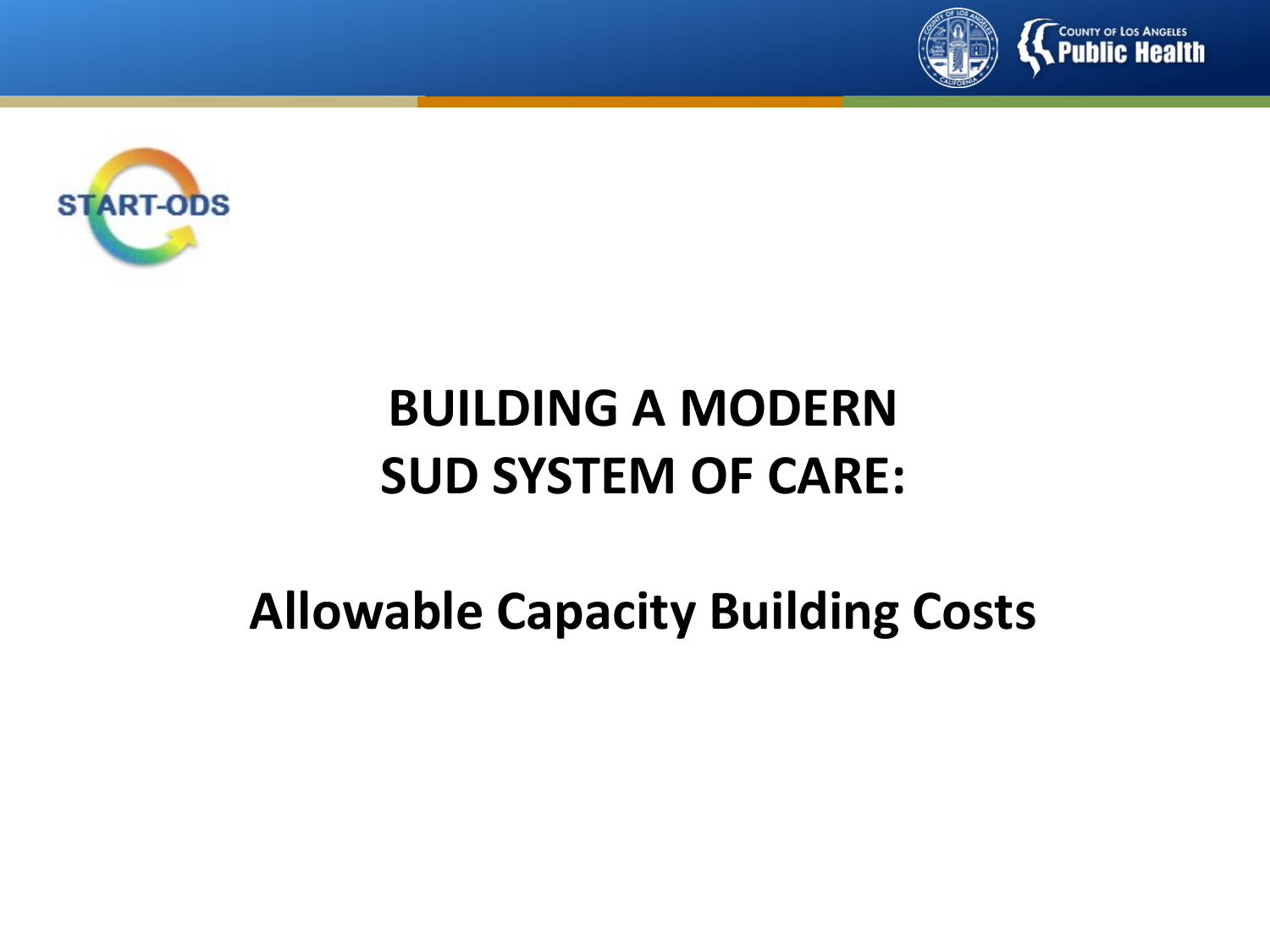# BUILDING A MODERN SUD SYSTEM OF CARE:

## Allowable Capacity Building Costs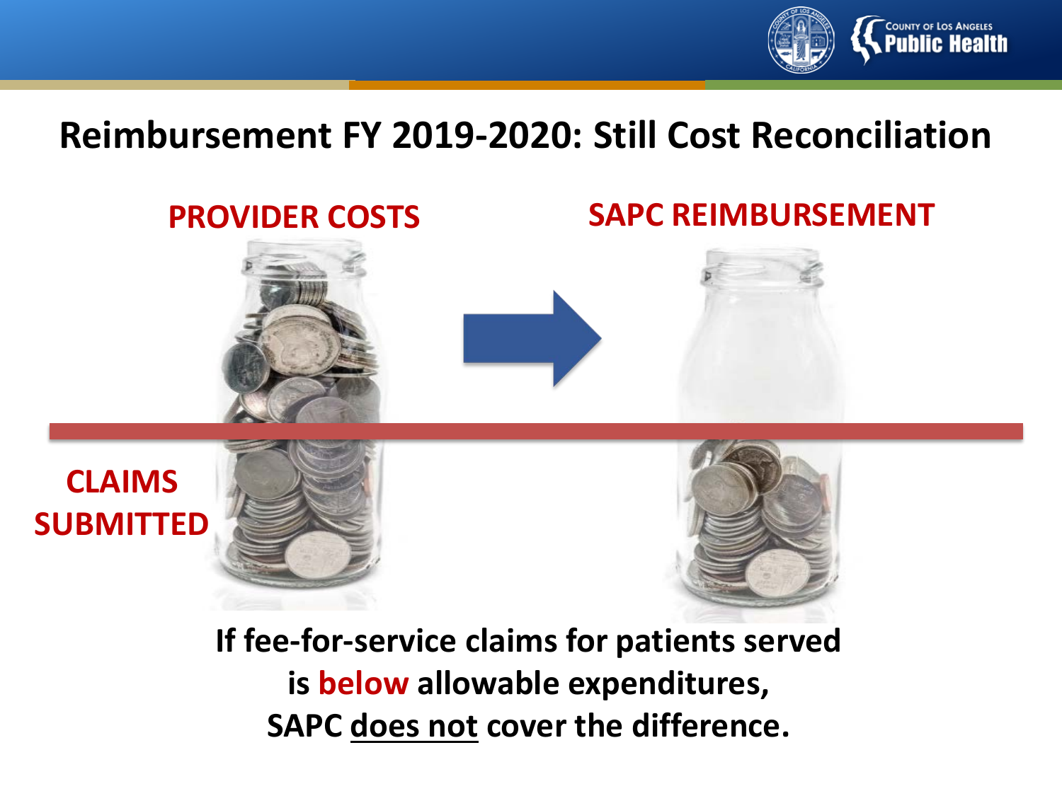# Reimbursement FY 2019-2020: Still Cost Reconciliation

**PROVIDER COSTS**

**SAPC REIMBURSEMENT**

**CLAIMS SUBMITTED**

**If fee-for-service claims for patients served is below allowable expenditures, SAPC does not cover the difference.**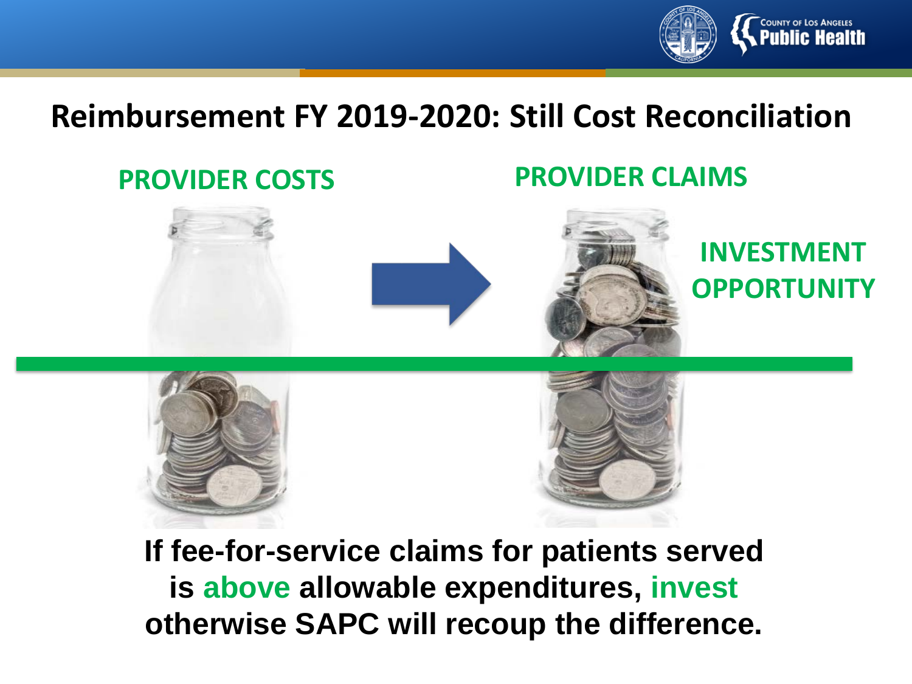# Reimbursement FY 2019-2020: Still Cost Reconciliation

**PROVIDER COSTS**

**PROVIDER CLAIMS**

**INVESTMENT OPPORTUNITY**

**If fee-for-service claims for patients served is above allowable expenditures, invest otherwise SAPC will recoup the difference.**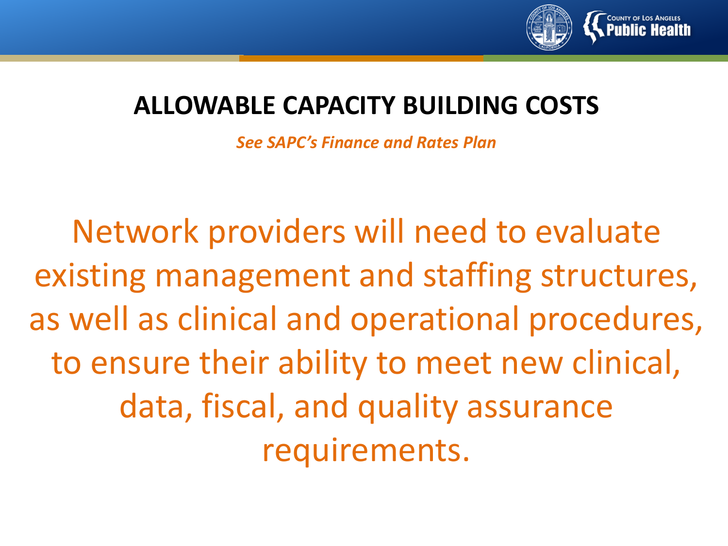# ALLOWABLE CAPACITY BUILDING COSTS

*See SAPC's Finance and Rates Plan*

Network providers will need to evaluate existing management and staffing structures, as well as clinical and operational procedures, to ensure their ability to meet new clinical, data, fiscal, and quality assurance requirements.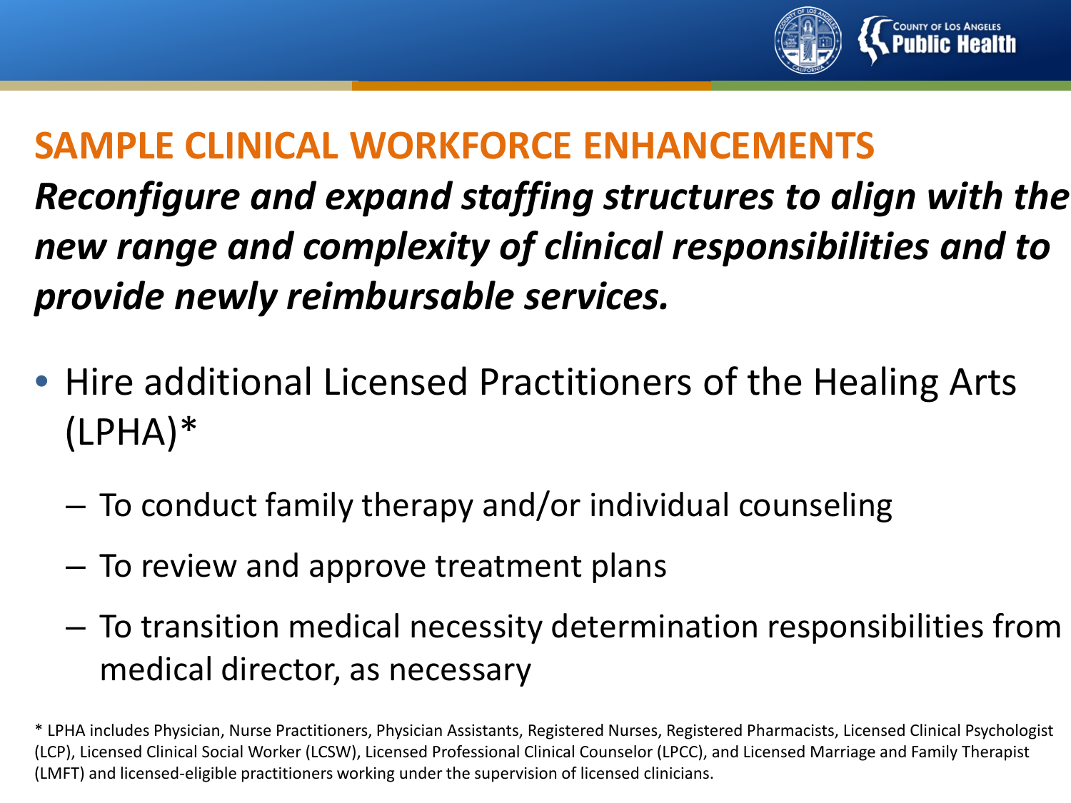## SAMPLE CLINICAL WORKFORCE ENHANCEMENTS

***Reconfigure and expand staffing structures to align with the new range and complexity of clinical responsibilities and to provide newly reimbursable services.***

- Hire additional Licensed Practitioners of the Healing Arts (LPHA)*
  - To conduct family therapy and/or individual counseling
  - To review and approve treatment plans
  - To transition medical necessity determination responsibilities from medical director, as necessary

* LPHA includes Physician, Nurse Practitioners, Physician Assistants, Registered Nurses, Registered Pharmacists, Licensed Clinical Psychologist (LCP), Licensed Clinical Social Worker (LCSW), Licensed Professional Clinical Counselor (LPCC), and Licensed Marriage and Family Therapist (LMFT) and licensed-eligible practitioners working under the supervision of licensed clinicians.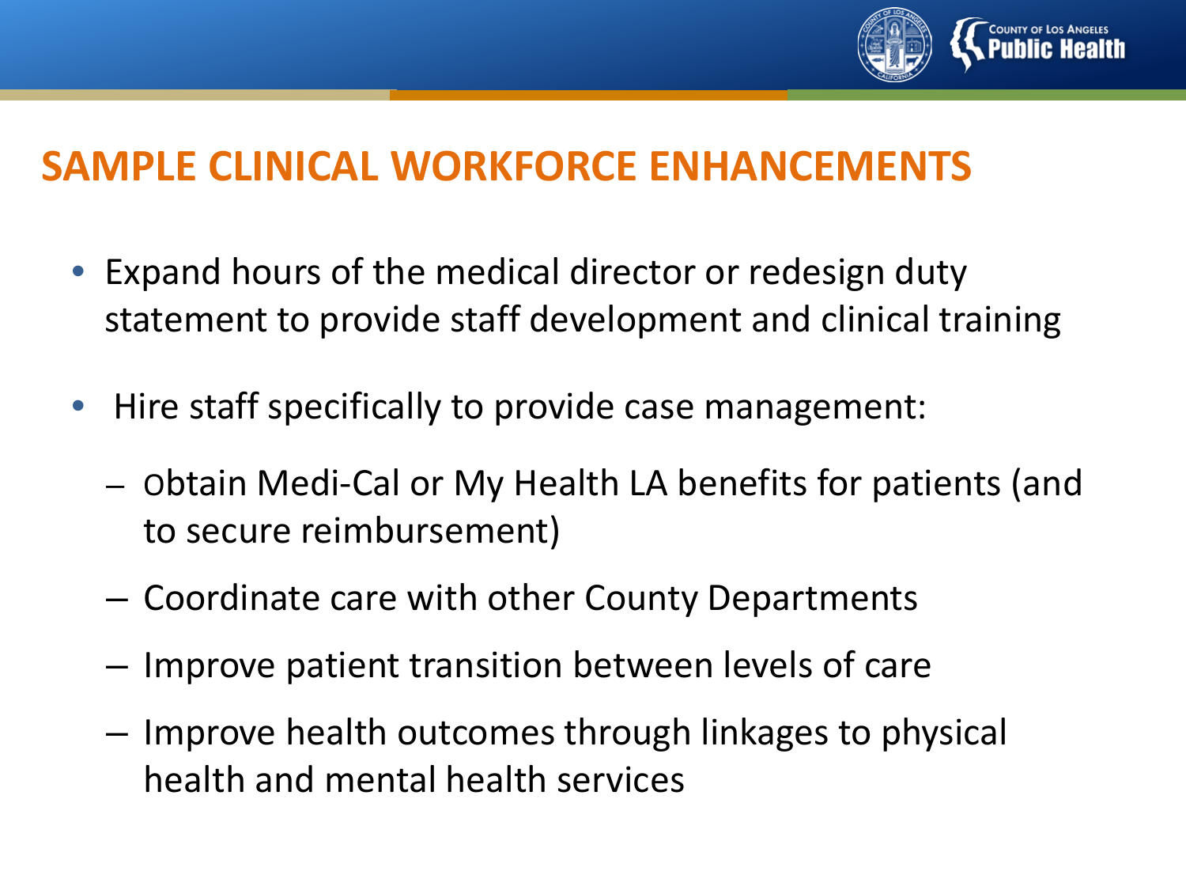# SAMPLE CLINICAL WORKFORCE ENHANCEMENTS

- Expand hours of the medical director or redesign duty statement to provide staff development and clinical training
- Hire staff specifically to provide case management:
  - Obtain Medi-Cal or My Health LA benefits for patients (and to secure reimbursement)
  - Coordinate care with other County Departments
  - Improve patient transition between levels of care
  - Improve health outcomes through linkages to physical health and mental health services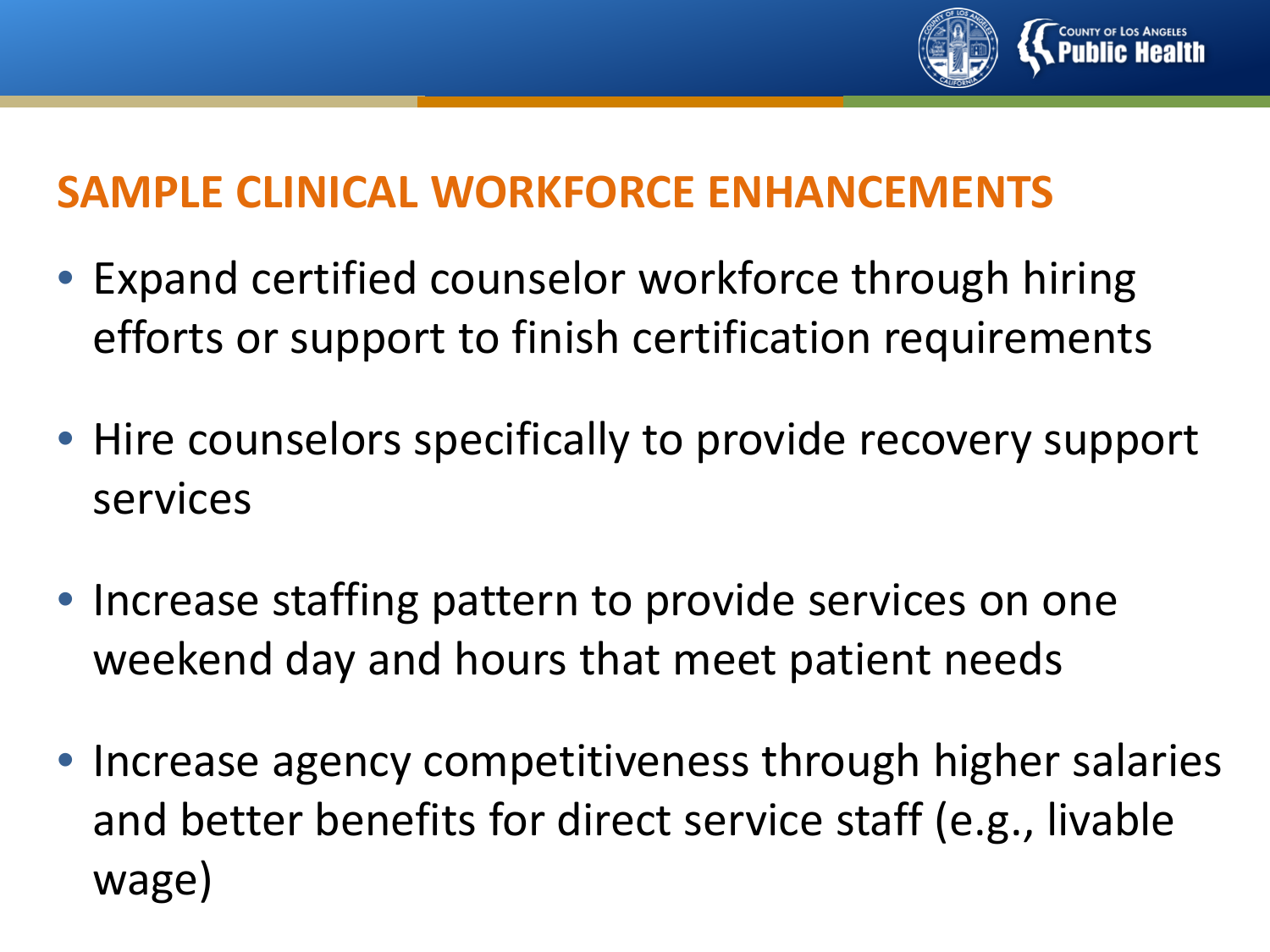## SAMPLE CLINICAL WORKFORCE ENHANCEMENTS

- Expand certified counselor workforce through hiring efforts or support to finish certification requirements
- Hire counselors specifically to provide recovery support services
- Increase staffing pattern to provide services on one weekend day and hours that meet patient needs
- Increase agency competitiveness through higher salaries and better benefits for direct service staff (e.g., livable wage)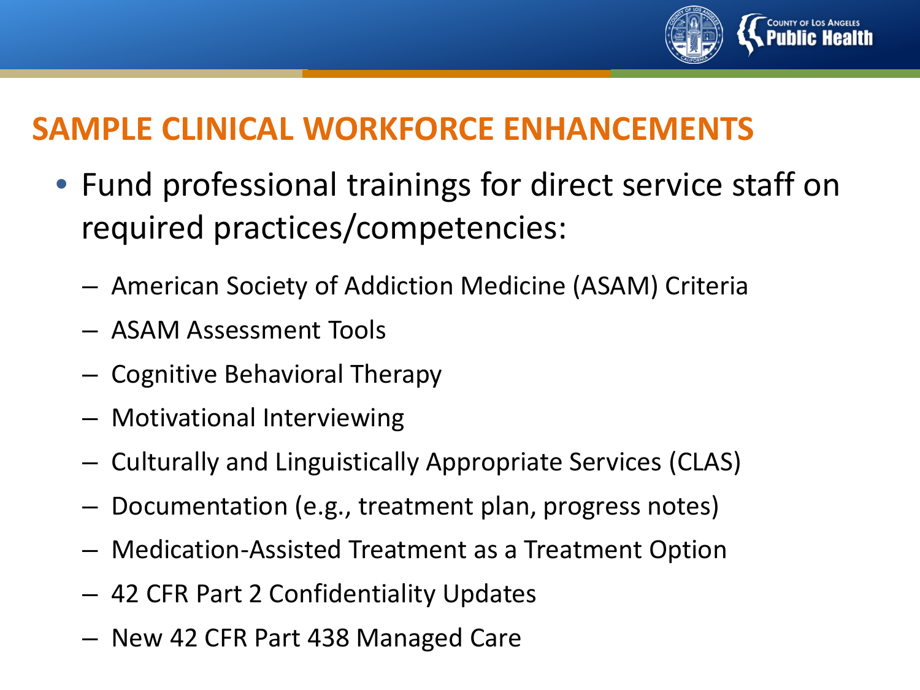## SAMPLE CLINICAL WORKFORCE ENHANCEMENTS

- Fund professional trainings for direct service staff on required practices/competencies:
  - American Society of Addiction Medicine (ASAM) Criteria
  - ASAM Assessment Tools
  - Cognitive Behavioral Therapy
  - Motivational Interviewing
  - Culturally and Linguistically Appropriate Services (CLAS)
  - Documentation (e.g., treatment plan, progress notes)
  - Medication-Assisted Treatment as a Treatment Option
  - 42 CFR Part 2 Confidentiality Updates
  - New 42 CFR Part 438 Managed Care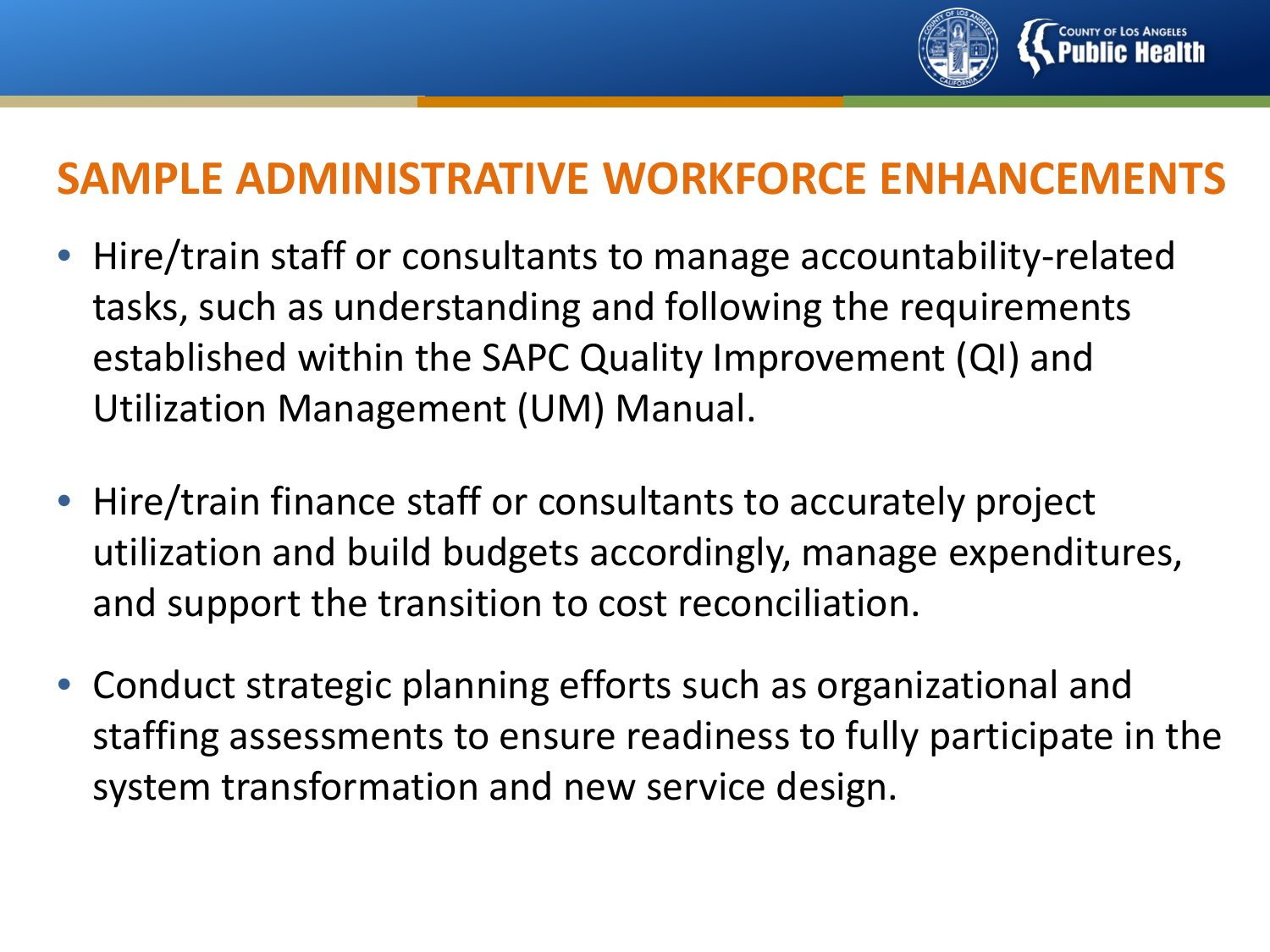## SAMPLE ADMINISTRATIVE WORKFORCE ENHANCEMENTS

- Hire/train staff or consultants to manage accountability-related tasks, such as understanding and following the requirements established within the SAPC Quality Improvement (QI) and Utilization Management (UM) Manual.
- Hire/train finance staff or consultants to accurately project utilization and build budgets accordingly, manage expenditures, and support the transition to cost reconciliation.
- Conduct strategic planning efforts such as organizational and staffing assessments to ensure readiness to fully participate in the system transformation and new service design.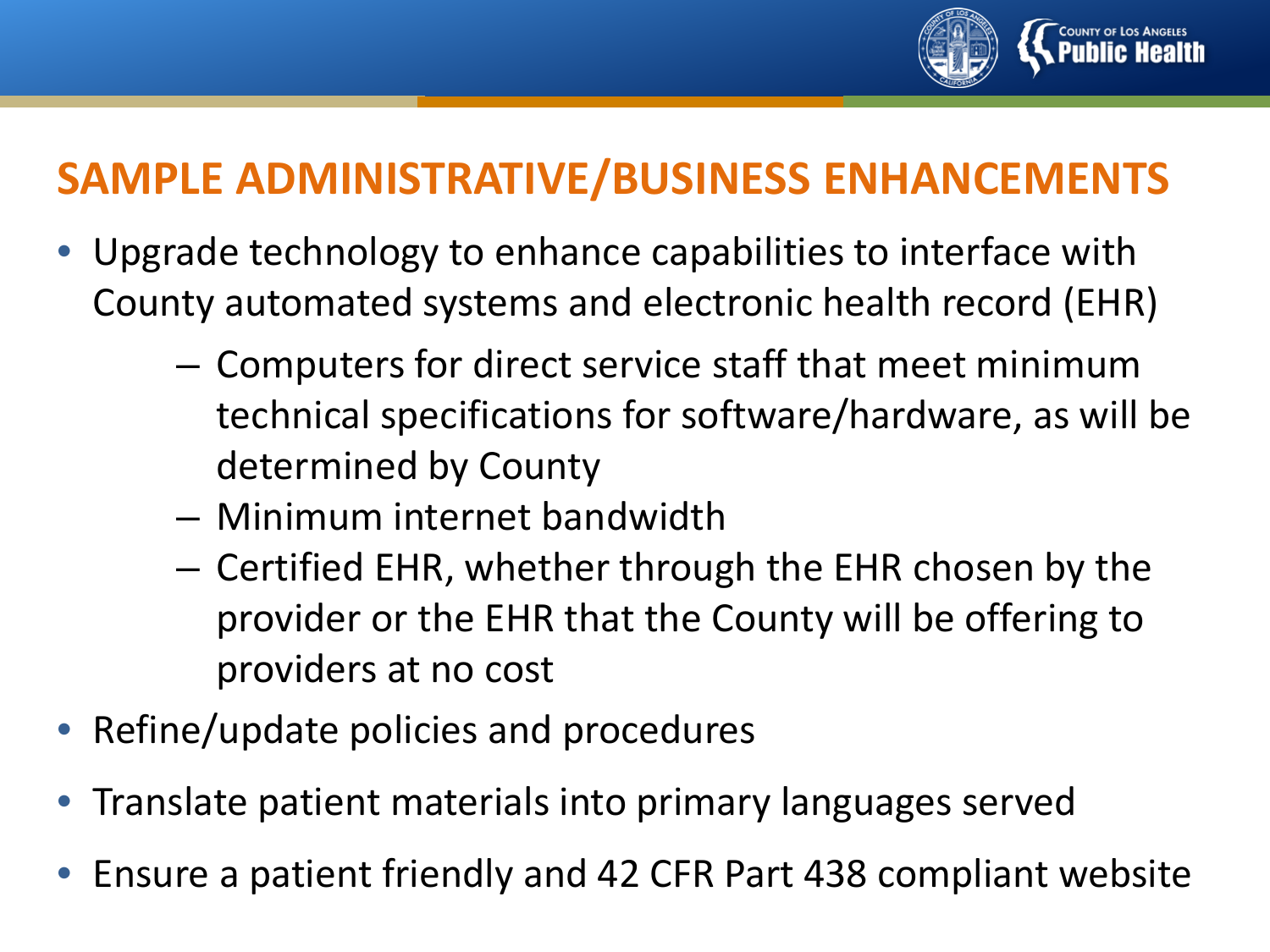## SAMPLE ADMINISTRATIVE/BUSINESS ENHANCEMENTS

- Upgrade technology to enhance capabilities to interface with County automated systems and electronic health record (EHR)
  - Computers for direct service staff that meet minimum technical specifications for software/hardware, as will be determined by County
  - Minimum internet bandwidth
  - Certified EHR, whether through the EHR chosen by the provider or the EHR that the County will be offering to providers at no cost
- Refine/update policies and procedures
- Translate patient materials into primary languages served
- Ensure a patient friendly and 42 CFR Part 438 compliant website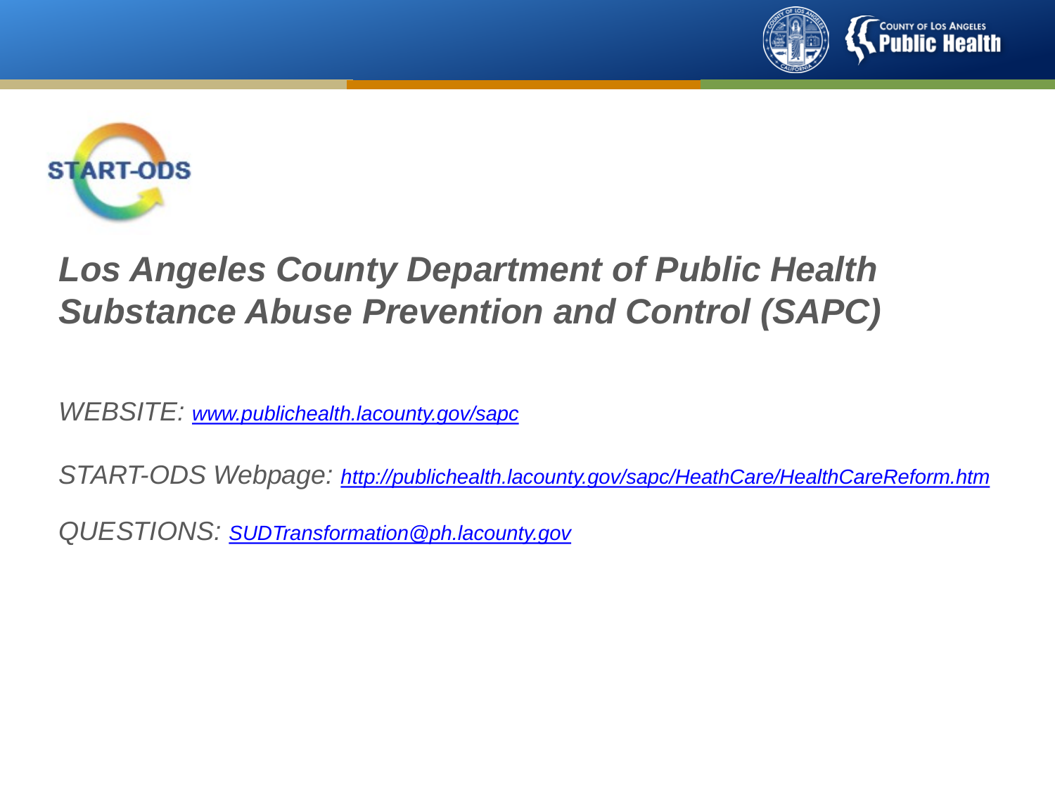START-ODS

# *Los Angeles County Department of Public Health Substance Abuse Prevention and Control (SAPC)*

*WEBSITE: www.publichealth.lacounty.gov/sapc*

*START-ODS Webpage: http://publichealth.lacounty.gov/sapc/HeathCare/HealthCareReform.htm*

*QUESTIONS: SUDTransformation@ph.lacounty.gov*